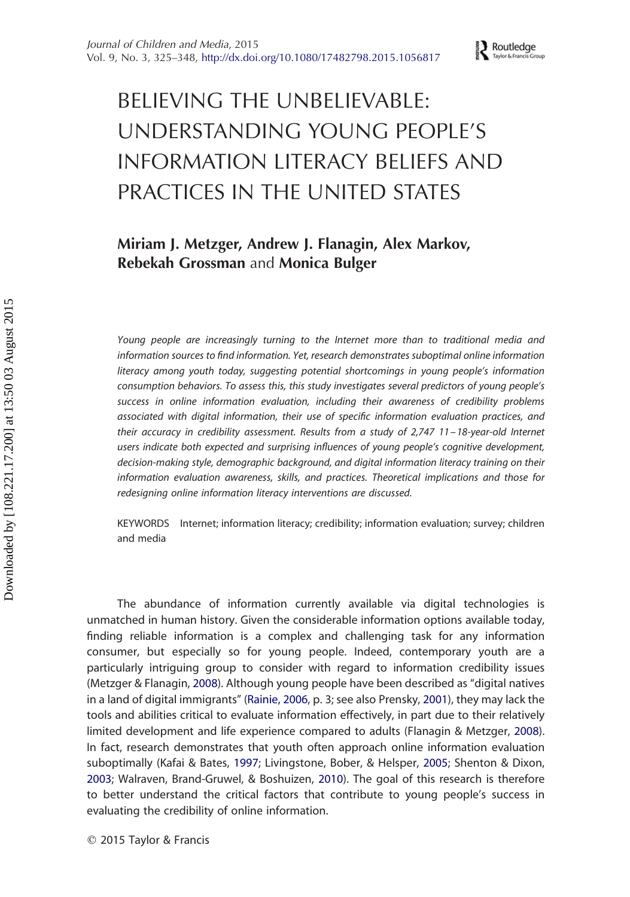# BELIEVING THE UNBELIEVABLE: UNDERSTANDING YOUNG PEOPLE'S INFORMATION LITERACY BELIEFS AND PRACTICES IN THE UNITED STATES

**Miriam J. Metzger, Andrew J. Flanagin, Alex Markov, Rebekah Grossman** and **Monica Bulger**

*Young people are increasingly turning to the Internet more than to traditional media and information sources to find information. Yet, research demonstrates suboptimal online information literacy among youth today, suggesting potential shortcomings in young people's information consumption behaviors. To assess this, this study investigates several predictors of young people's success in online information evaluation, including their awareness of credibility problems associated with digital information, their use of specific information evaluation practices, and their accuracy in credibility assessment. Results from a study of 2,747 11–18-year-old Internet users indicate both expected and surprising influences of young people's cognitive development, decision-making style, demographic background, and digital information literacy training on their information evaluation awareness, skills, and practices. Theoretical implications and those for redesigning online information literacy interventions are discussed.*

KEYWORDS Internet; information literacy; credibility; information evaluation; survey; children and media

The abundance of information currently available via digital technologies is unmatched in human history. Given the considerable information options available today, finding reliable information is a complex and challenging task for any information consumer, but especially so for young people. Indeed, contemporary youth are a particularly intriguing group to consider with regard to information credibility issues (Metzger & Flanagin, 2008). Although young people have been described as "digital natives in a land of digital immigrants" (Rainie, 2006, p. 3; see also Prensky, 2001), they may lack the tools and abilities critical to evaluate information effectively, in part due to their relatively limited development and life experience compared to adults (Flanagin & Metzger, 2008). In fact, research demonstrates that youth often approach online information evaluation suboptimally (Kafai & Bates, 1997; Livingstone, Bober, & Helsper, 2005; Shenton & Dixon, 2003; Walraven, Brand-Gruwel, & Boshuizen, 2010). The goal of this research is therefore to better understand the critical factors that contribute to young people's success in evaluating the credibility of online information.

© 2015 Taylor & Francis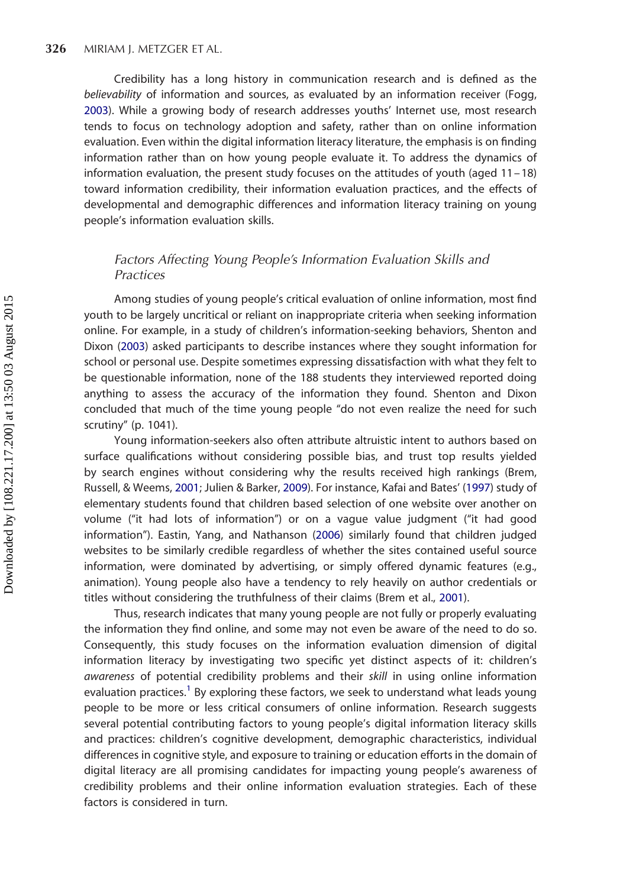Credibility has a long history in communication research and is defined as the *believability* of information and sources, as evaluated by an information receiver (Fogg, 2003). While a growing body of research addresses youths' Internet use, most research tends to focus on technology adoption and safety, rather than on online information evaluation. Even within the digital information literacy literature, the emphasis is on finding information rather than on how young people evaluate it. To address the dynamics of information evaluation, the present study focuses on the attitudes of youth (aged 11–18) toward information credibility, their information evaluation practices, and the effects of developmental and demographic differences and information literacy training on young people's information evaluation skills.

### *Factors Affecting Young People's Information Evaluation Skills and Practices*

Among studies of young people's critical evaluation of online information, most find youth to be largely uncritical or reliant on inappropriate criteria when seeking information online. For example, in a study of children's information-seeking behaviors, Shenton and Dixon (2003) asked participants to describe instances where they sought information for school or personal use. Despite sometimes expressing dissatisfaction with what they felt to be questionable information, none of the 188 students they interviewed reported doing anything to assess the accuracy of the information they found. Shenton and Dixon concluded that much of the time young people "do not even realize the need for such scrutiny" (p. 1041).

Young information-seekers also often attribute altruistic intent to authors based on surface qualifications without considering possible bias, and trust top results yielded by search engines without considering why the results received high rankings (Brem, Russell, & Weems, 2001; Julien & Barker, 2009). For instance, Kafai and Bates' (1997) study of elementary students found that children based selection of one website over another on volume ("it had lots of information") or on a vague value judgment ("it had good information"). Eastin, Yang, and Nathanson (2006) similarly found that children judged websites to be similarly credible regardless of whether the sites contained useful source information, were dominated by advertising, or simply offered dynamic features (e.g., animation). Young people also have a tendency to rely heavily on author credentials or titles without considering the truthfulness of their claims (Brem et al., 2001).

Thus, research indicates that many young people are not fully or properly evaluating the information they find online, and some may not even be aware of the need to do so. Consequently, this study focuses on the information evaluation dimension of digital information literacy by investigating two specific yet distinct aspects of it: children's *awareness* of potential credibility problems and their *skill* in using online information evaluation practices.[1] By exploring these factors, we seek to understand what leads young people to be more or less critical consumers of online information. Research suggests several potential contributing factors to young people's digital information literacy skills and practices: children's cognitive development, demographic characteristics, individual differences in cognitive style, and exposure to training or education efforts in the domain of digital literacy are all promising candidates for impacting young people's awareness of credibility problems and their online information evaluation strategies. Each of these factors is considered in turn.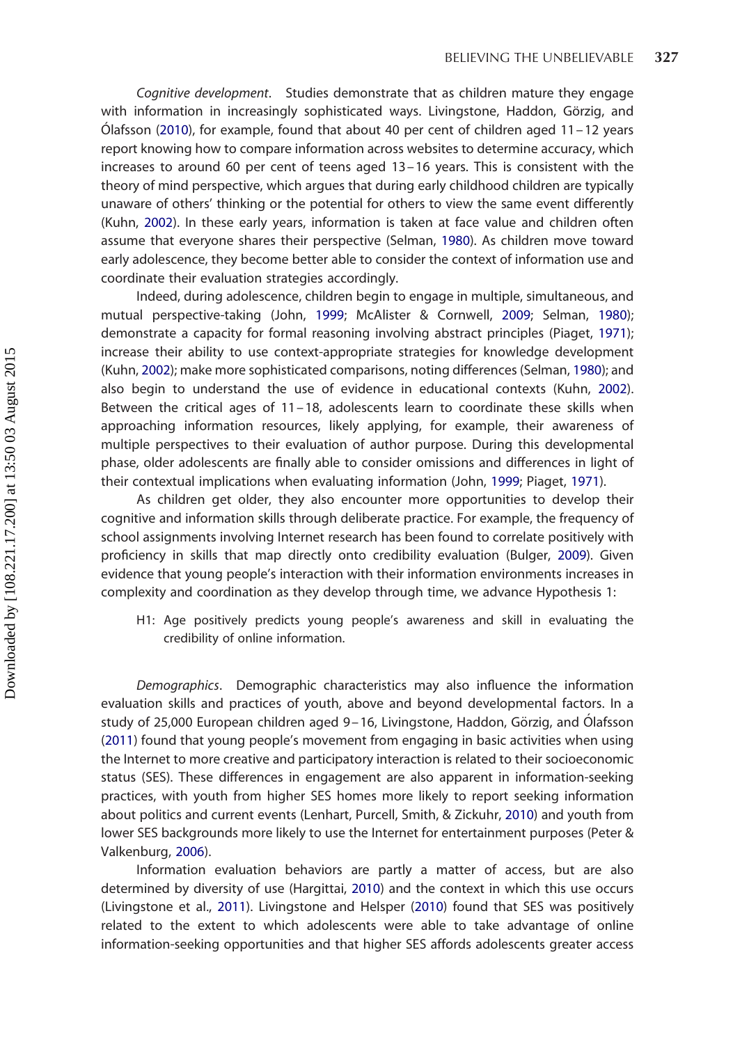*Cognitive development*. Studies demonstrate that as children mature they engage with information in increasingly sophisticated ways. Livingstone, Haddon, Görzig, and Ólafsson (2010), for example, found that about 40 per cent of children aged 11–12 years report knowing how to compare information across websites to determine accuracy, which increases to around 60 per cent of teens aged 13–16 years. This is consistent with the theory of mind perspective, which argues that during early childhood children are typically unaware of others' thinking or the potential for others to view the same event differently (Kuhn, 2002). In these early years, information is taken at face value and children often assume that everyone shares their perspective (Selman, 1980). As children move toward early adolescence, they become better able to consider the context of information use and coordinate their evaluation strategies accordingly.

Indeed, during adolescence, children begin to engage in multiple, simultaneous, and mutual perspective-taking (John, 1999; McAlister & Cornwell, 2009; Selman, 1980); demonstrate a capacity for formal reasoning involving abstract principles (Piaget, 1971); increase their ability to use context-appropriate strategies for knowledge development (Kuhn, 2002); make more sophisticated comparisons, noting differences (Selman, 1980); and also begin to understand the use of evidence in educational contexts (Kuhn, 2002). Between the critical ages of 11–18, adolescents learn to coordinate these skills when approaching information resources, likely applying, for example, their awareness of multiple perspectives to their evaluation of author purpose. During this developmental phase, older adolescents are finally able to consider omissions and differences in light of their contextual implications when evaluating information (John, 1999; Piaget, 1971).

As children get older, they also encounter more opportunities to develop their cognitive and information skills through deliberate practice. For example, the frequency of school assignments involving Internet research has been found to correlate positively with proficiency in skills that map directly onto credibility evaluation (Bulger, 2009). Given evidence that young people's interaction with their information environments increases in complexity and coordination as they develop through time, we advance Hypothesis 1:

> H1: Age positively predicts young people's awareness and skill in evaluating the credibility of online information.

*Demographics*. Demographic characteristics may also influence the information evaluation skills and practices of youth, above and beyond developmental factors. In a study of 25,000 European children aged 9–16, Livingstone, Haddon, Görzig, and Ólafsson (2011) found that young people's movement from engaging in basic activities when using the Internet to more creative and participatory interaction is related to their socioeconomic status (SES). These differences in engagement are also apparent in information-seeking practices, with youth from higher SES homes more likely to report seeking information about politics and current events (Lenhart, Purcell, Smith, & Zickuhr, 2010) and youth from lower SES backgrounds more likely to use the Internet for entertainment purposes (Peter & Valkenburg, 2006).

Information evaluation behaviors are partly a matter of access, but are also determined by diversity of use (Hargittai, 2010) and the context in which this use occurs (Livingstone et al., 2011). Livingstone and Helsper (2010) found that SES was positively related to the extent to which adolescents were able to take advantage of online information-seeking opportunities and that higher SES affords adolescents greater access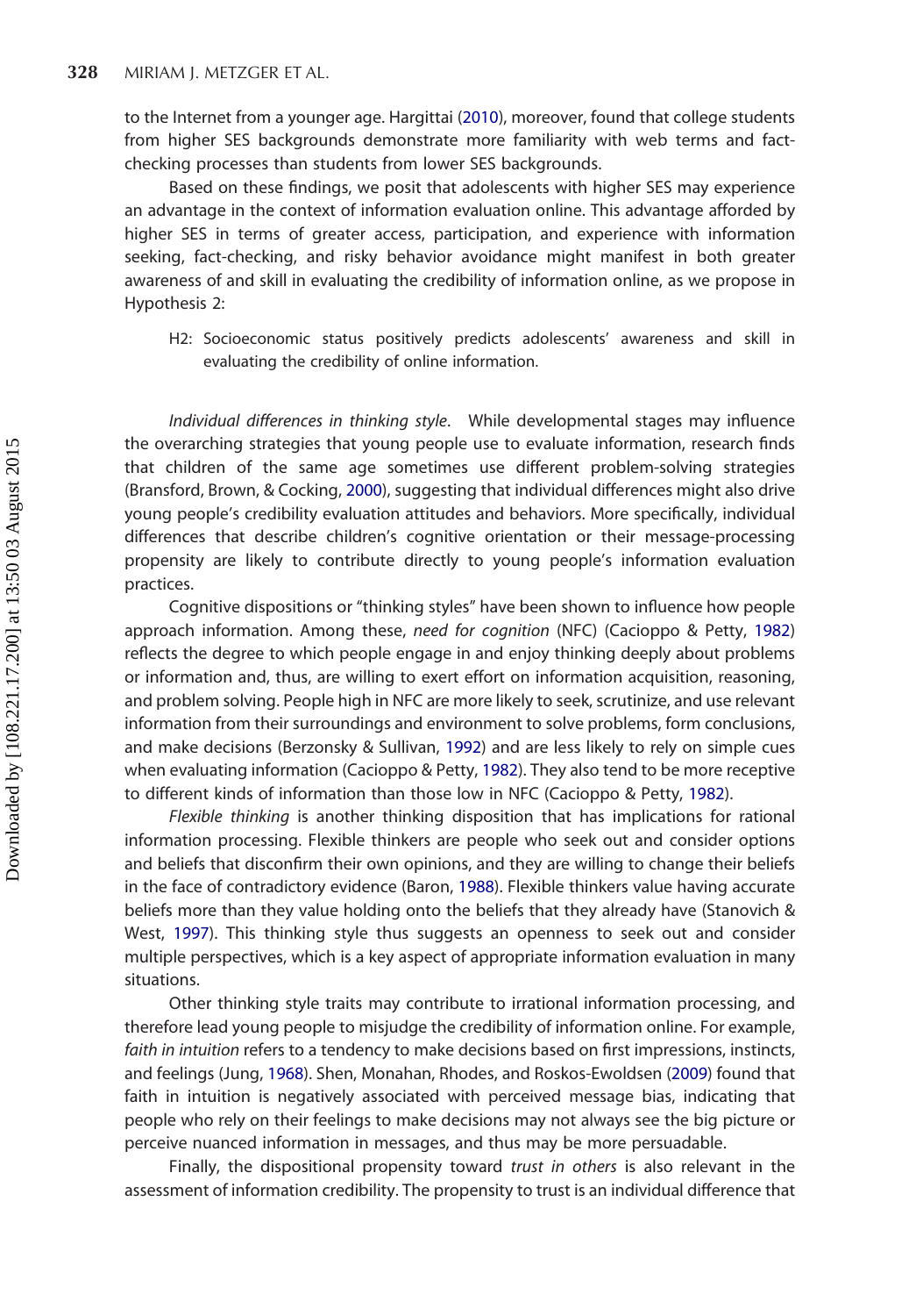to the Internet from a younger age. Hargittai (2010), moreover, found that college students from higher SES backgrounds demonstrate more familiarity with web terms and fact-checking processes than students from lower SES backgrounds.

Based on these findings, we posit that adolescents with higher SES may experience an advantage in the context of information evaluation online. This advantage afforded by higher SES in terms of greater access, participation, and experience with information seeking, fact-checking, and risky behavior avoidance might manifest in both greater awareness of and skill in evaluating the credibility of information online, as we propose in Hypothesis 2:

> H2: Socioeconomic status positively predicts adolescents' awareness and skill in evaluating the credibility of online information.

*Individual differences in thinking style*. While developmental stages may influence the overarching strategies that young people use to evaluate information, research finds that children of the same age sometimes use different problem-solving strategies (Bransford, Brown, & Cocking, 2000), suggesting that individual differences might also drive young people's credibility evaluation attitudes and behaviors. More specifically, individual differences that describe children's cognitive orientation or their message-processing propensity are likely to contribute directly to young people's information evaluation practices.

Cognitive dispositions or "thinking styles" have been shown to influence how people approach information. Among these, *need for cognition* (NFC) (Cacioppo & Petty, 1982) reflects the degree to which people engage in and enjoy thinking deeply about problems or information and, thus, are willing to exert effort on information acquisition, reasoning, and problem solving. People high in NFC are more likely to seek, scrutinize, and use relevant information from their surroundings and environment to solve problems, form conclusions, and make decisions (Berzonsky & Sullivan, 1992) and are less likely to rely on simple cues when evaluating information (Cacioppo & Petty, 1982). They also tend to be more receptive to different kinds of information than those low in NFC (Cacioppo & Petty, 1982).

*Flexible thinking* is another thinking disposition that has implications for rational information processing. Flexible thinkers are people who seek out and consider options and beliefs that disconfirm their own opinions, and they are willing to change their beliefs in the face of contradictory evidence (Baron, 1988). Flexible thinkers value having accurate beliefs more than they value holding onto the beliefs that they already have (Stanovich & West, 1997). This thinking style thus suggests an openness to seek out and consider multiple perspectives, which is a key aspect of appropriate information evaluation in many situations.

Other thinking style traits may contribute to irrational information processing, and therefore lead young people to misjudge the credibility of information online. For example, *faith in intuition* refers to a tendency to make decisions based on first impressions, instincts, and feelings (Jung, 1968). Shen, Monahan, Rhodes, and Roskos-Ewoldsen (2009) found that faith in intuition is negatively associated with perceived message bias, indicating that people who rely on their feelings to make decisions may not always see the big picture or perceive nuanced information in messages, and thus may be more persuadable.

Finally, the dispositional propensity toward *trust in others* is also relevant in the assessment of information credibility. The propensity to trust is an individual difference that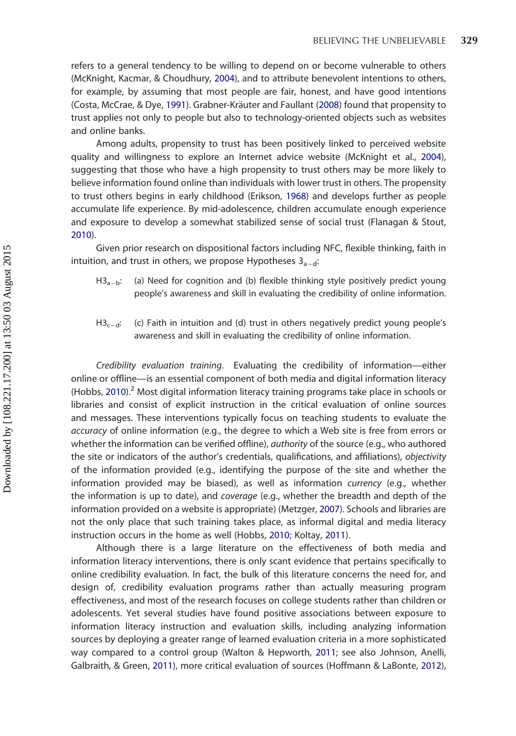refers to a general tendency to be willing to depend on or become vulnerable to others (McKnight, Kacmar, & Choudhury, 2004), and to attribute benevolent intentions to others, for example, by assuming that most people are fair, honest, and have good intentions (Costa, McCrae, & Dye, 1991). Grabner-Kräuter and Faullant (2008) found that propensity to trust applies not only to people but also to technology-oriented objects such as websites and online banks.

Among adults, propensity to trust has been positively linked to perceived website quality and willingness to explore an Internet advice website (McKnight et al., 2004), suggesting that those who have a high propensity to trust others may be more likely to believe information found online than individuals with lower trust in others. The propensity to trust others begins in early childhood (Erikson, 1968) and develops further as people accumulate life experience. By mid-adolescence, children accumulate enough experience and exposure to develop a somewhat stabilized sense of social trust (Flanagan & Stout, 2010).

Given prior research on dispositional factors including NFC, flexible thinking, faith in intuition, and trust in others, we propose Hypotheses $3_{a-d}$:

$H3_{a-b}$: (a) Need for cognition and (b) flexible thinking style positively predict young people's awareness and skill in evaluating the credibility of online information.

$H3_{c-d}$: (c) Faith in intuition and (d) trust in others negatively predict young people's awareness and skill in evaluating the credibility of online information.

*Credibility evaluation training*. Evaluating the credibility of information—either online or offline—is an essential component of both media and digital information literacy (Hobbs, 2010).[2] Most digital information literacy training programs take place in schools or libraries and consist of explicit instruction in the critical evaluation of online sources and messages. These interventions typically focus on teaching students to evaluate the *accuracy* of online information (e.g., the degree to which a Web site is free from errors or whether the information can be verified offline), *authority* of the source (e.g., who authored the site or indicators of the author's credentials, qualifications, and affiliations), *objectivity* of the information provided (e.g., identifying the purpose of the site and whether the information provided may be biased), as well as information *currency* (e.g., whether the information is up to date), and *coverage* (e.g., whether the breadth and depth of the information provided on a website is appropriate) (Metzger, 2007). Schools and libraries are not the only place that such training takes place, as informal digital and media literacy instruction occurs in the home as well (Hobbs, 2010; Koltay, 2011).

Although there is a large literature on the effectiveness of both media and information literacy interventions, there is only scant evidence that pertains specifically to online credibility evaluation. In fact, the bulk of this literature concerns the need for, and design of, credibility evaluation programs rather than actually measuring program effectiveness, and most of the research focuses on college students rather than children or adolescents. Yet several studies have found positive associations between exposure to information literacy instruction and evaluation skills, including analyzing information sources by deploying a greater range of learned evaluation criteria in a more sophisticated way compared to a control group (Walton & Hepworth, 2011; see also Johnson, Anelli, Galbraith, & Green, 2011), more critical evaluation of sources (Hoffmann & LaBonte, 2012),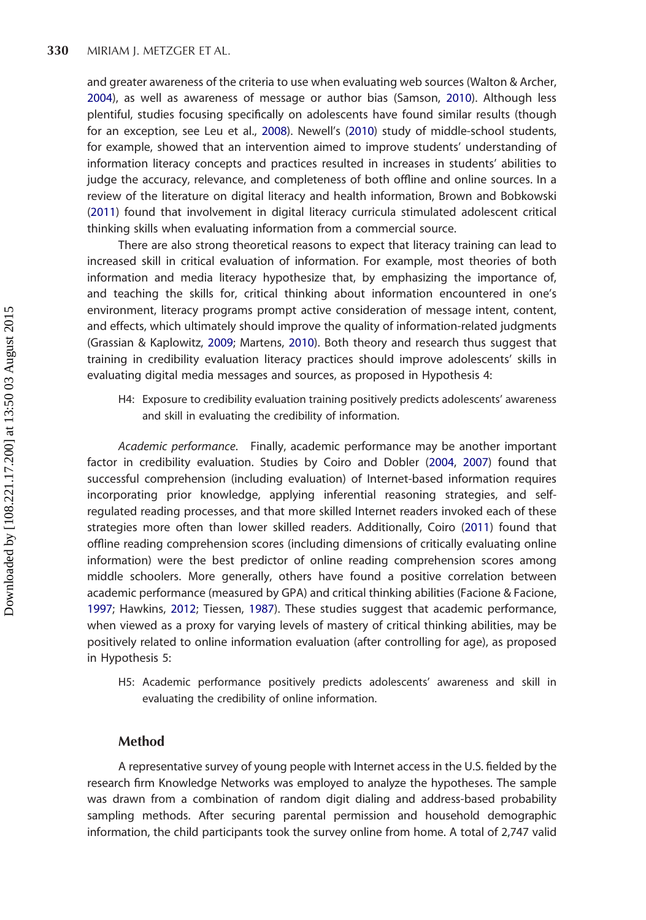and greater awareness of the criteria to use when evaluating web sources (Walton & Archer, 2004), as well as awareness of message or author bias (Samson, 2010). Although less plentiful, studies focusing specifically on adolescents have found similar results (though for an exception, see Leu et al., 2008). Newell's (2010) study of middle-school students, for example, showed that an intervention aimed to improve students' understanding of information literacy concepts and practices resulted in increases in students' abilities to judge the accuracy, relevance, and completeness of both offline and online sources. In a review of the literature on digital literacy and health information, Brown and Bobkowski (2011) found that involvement in digital literacy curricula stimulated adolescent critical thinking skills when evaluating information from a commercial source.

There are also strong theoretical reasons to expect that literacy training can lead to increased skill in critical evaluation of information. For example, most theories of both information and media literacy hypothesize that, by emphasizing the importance of, and teaching the skills for, critical thinking about information encountered in one's environment, literacy programs prompt active consideration of message intent, content, and effects, which ultimately should improve the quality of information-related judgments (Grassian & Kaplowitz, 2009; Martens, 2010). Both theory and research thus suggest that training in credibility evaluation literacy practices should improve adolescents' skills in evaluating digital media messages and sources, as proposed in Hypothesis 4:

> H4: Exposure to credibility evaluation training positively predicts adolescents' awareness and skill in evaluating the credibility of information.

*Academic performance*. Finally, academic performance may be another important factor in credibility evaluation. Studies by Coiro and Dobler (2004, 2007) found that successful comprehension (including evaluation) of Internet-based information requires incorporating prior knowledge, applying inferential reasoning strategies, and self-regulated reading processes, and that more skilled Internet readers invoked each of these strategies more often than lower skilled readers. Additionally, Coiro (2011) found that offline reading comprehension scores (including dimensions of critically evaluating online information) were the best predictor of online reading comprehension scores among middle schoolers. More generally, others have found a positive correlation between academic performance (measured by GPA) and critical thinking abilities (Facione & Facione, 1997; Hawkins, 2012; Tiessen, 1987). These studies suggest that academic performance, when viewed as a proxy for varying levels of mastery of critical thinking abilities, may be positively related to online information evaluation (after controlling for age), as proposed in Hypothesis 5:

> H5: Academic performance positively predicts adolescents' awareness and skill in evaluating the credibility of online information.

## Method

A representative survey of young people with Internet access in the U.S. fielded by the research firm Knowledge Networks was employed to analyze the hypotheses. The sample was drawn from a combination of random digit dialing and address-based probability sampling methods. After securing parental permission and household demographic information, the child participants took the survey online from home. A total of 2,747 valid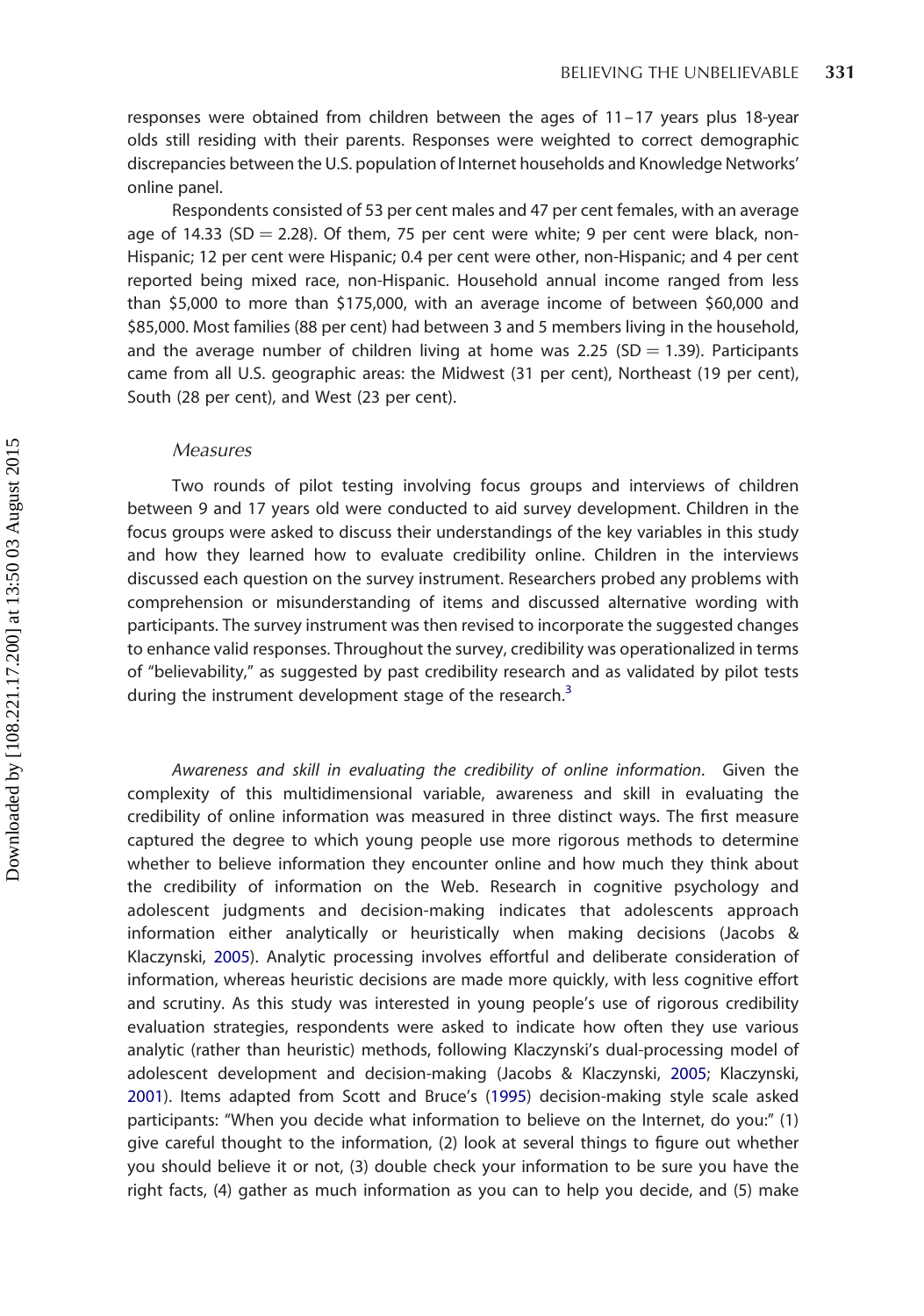responses were obtained from children between the ages of 11–17 years plus 18-year olds still residing with their parents. Responses were weighted to correct demographic discrepancies between the U.S. population of Internet households and Knowledge Networks' online panel.

Respondents consisted of 53 per cent males and 47 per cent females, with an average age of 14.33 (SD = 2.28). Of them, 75 per cent were white; 9 per cent were black, non-Hispanic; 12 per cent were Hispanic; 0.4 per cent were other, non-Hispanic; and 4 per cent reported being mixed race, non-Hispanic. Household annual income ranged from less than \$5,000 to more than \$175,000, with an average income of between \$60,000 and \$85,000. Most families (88 per cent) had between 3 and 5 members living in the household, and the average number of children living at home was 2.25 (SD = 1.39). Participants came from all U.S. geographic areas: the Midwest (31 per cent), Northeast (19 per cent), South (28 per cent), and West (23 per cent).

### *Measures*

Two rounds of pilot testing involving focus groups and interviews of children between 9 and 17 years old were conducted to aid survey development. Children in the focus groups were asked to discuss their understandings of the key variables in this study and how they learned how to evaluate credibility online. Children in the interviews discussed each question on the survey instrument. Researchers probed any problems with comprehension or misunderstanding of items and discussed alternative wording with participants. The survey instrument was then revised to incorporate the suggested changes to enhance valid responses. Throughout the survey, credibility was operationalized in terms of "believability," as suggested by past credibility research and as validated by pilot tests during the instrument development stage of the research.[3]

*Awareness and skill in evaluating the credibility of online information*. Given the complexity of this multidimensional variable, awareness and skill in evaluating the credibility of online information was measured in three distinct ways. The first measure captured the degree to which young people use more rigorous methods to determine whether to believe information they encounter online and how much they think about the credibility of information on the Web. Research in cognitive psychology and adolescent judgments and decision-making indicates that adolescents approach information either analytically or heuristically when making decisions (Jacobs & Klaczynski, 2005). Analytic processing involves effortful and deliberate consideration of information, whereas heuristic decisions are made more quickly, with less cognitive effort and scrutiny. As this study was interested in young people's use of rigorous credibility evaluation strategies, respondents were asked to indicate how often they use various analytic (rather than heuristic) methods, following Klaczynski's dual-processing model of adolescent development and decision-making (Jacobs & Klaczynski, 2005; Klaczynski, 2001). Items adapted from Scott and Bruce's (1995) decision-making style scale asked participants: "When you decide what information to believe on the Internet, do you:" (1) give careful thought to the information, (2) look at several things to figure out whether you should believe it or not, (3) double check your information to be sure you have the right facts, (4) gather as much information as you can to help you decide, and (5) make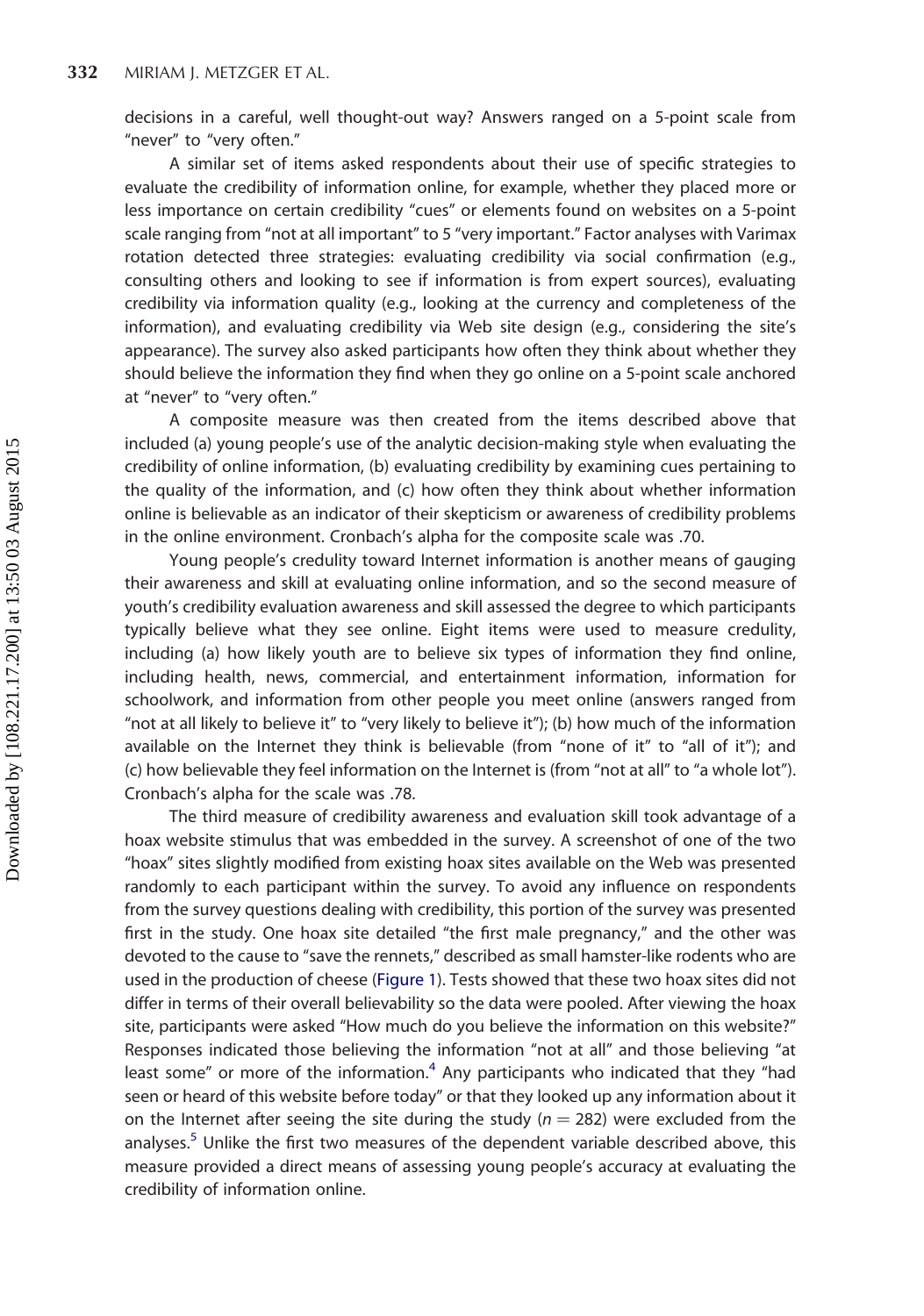decisions in a careful, well thought-out way? Answers ranged on a 5-point scale from "never" to "very often."

A similar set of items asked respondents about their use of specific strategies to evaluate the credibility of information online, for example, whether they placed more or less importance on certain credibility "cues" or elements found on websites on a 5-point scale ranging from "not at all important" to 5 "very important." Factor analyses with Varimax rotation detected three strategies: evaluating credibility via social confirmation (e.g., consulting others and looking to see if information is from expert sources), evaluating credibility via information quality (e.g., looking at the currency and completeness of the information), and evaluating credibility via Web site design (e.g., considering the site's appearance). The survey also asked participants how often they think about whether they should believe the information they find when they go online on a 5-point scale anchored at "never" to "very often."

A composite measure was then created from the items described above that included (a) young people's use of the analytic decision-making style when evaluating the credibility of online information, (b) evaluating credibility by examining cues pertaining to the quality of the information, and (c) how often they think about whether information online is believable as an indicator of their skepticism or awareness of credibility problems in the online environment. Cronbach's alpha for the composite scale was .70.

Young people's credulity toward Internet information is another means of gauging their awareness and skill at evaluating online information, and so the second measure of youth's credibility evaluation awareness and skill assessed the degree to which participants typically believe what they see online. Eight items were used to measure credulity, including (a) how likely youth are to believe six types of information they find online, including health, news, commercial, and entertainment information, information for schoolwork, and information from other people you meet online (answers ranged from "not at all likely to believe it" to "very likely to believe it"); (b) how much of the information available on the Internet they think is believable (from "none of it" to "all of it"); and (c) how believable they feel information on the Internet is (from "not at all" to "a whole lot"). Cronbach's alpha for the scale was .78.

The third measure of credibility awareness and evaluation skill took advantage of a hoax website stimulus that was embedded in the survey. A screenshot of one of the two "hoax" sites slightly modified from existing hoax sites available on the Web was presented randomly to each participant within the survey. To avoid any influence on respondents from the survey questions dealing with credibility, this portion of the survey was presented first in the study. One hoax site detailed "the first male pregnancy," and the other was devoted to the cause to "save the rennets," described as small hamster-like rodents who are used in the production of cheese (Figure 1). Tests showed that these two hoax sites did not differ in terms of their overall believability so the data were pooled. After viewing the hoax site, participants were asked "How much do you believe the information on this website?" Responses indicated those believing the information "not at all" and those believing "at least some" or more of the information.[4] Any participants who indicated that they "had seen or heard of this website before today" or that they looked up any information about it on the Internet after seeing the site during the study ($n = 282$) were excluded from the analyses.[5] Unlike the first two measures of the dependent variable described above, this measure provided a direct means of assessing young people's accuracy at evaluating the credibility of information online.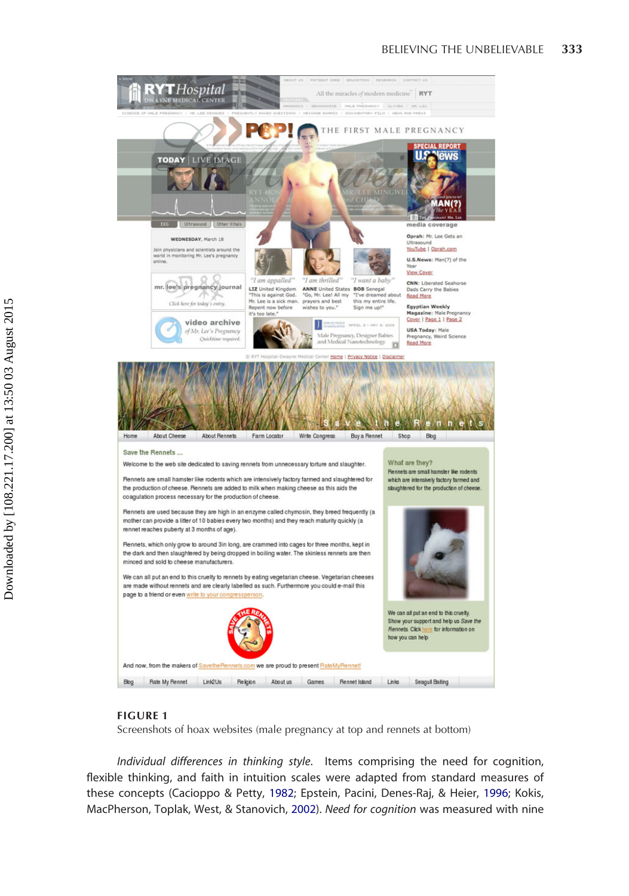**FIGURE 1**
Screenshots of hoax websites (male pregnancy at top and rennets at bottom)

*Individual differences in thinking style.* Items comprising the need for cognition, flexible thinking, and faith in intuition scales were adapted from standard measures of these concepts (Cacioppo & Petty, 1982; Epstein, Pacini, Denes-Raj, & Heier, 1996; Kokis, MacPherson, Toplak, West, & Stanovich, 2002). *Need for cognition* was measured with nine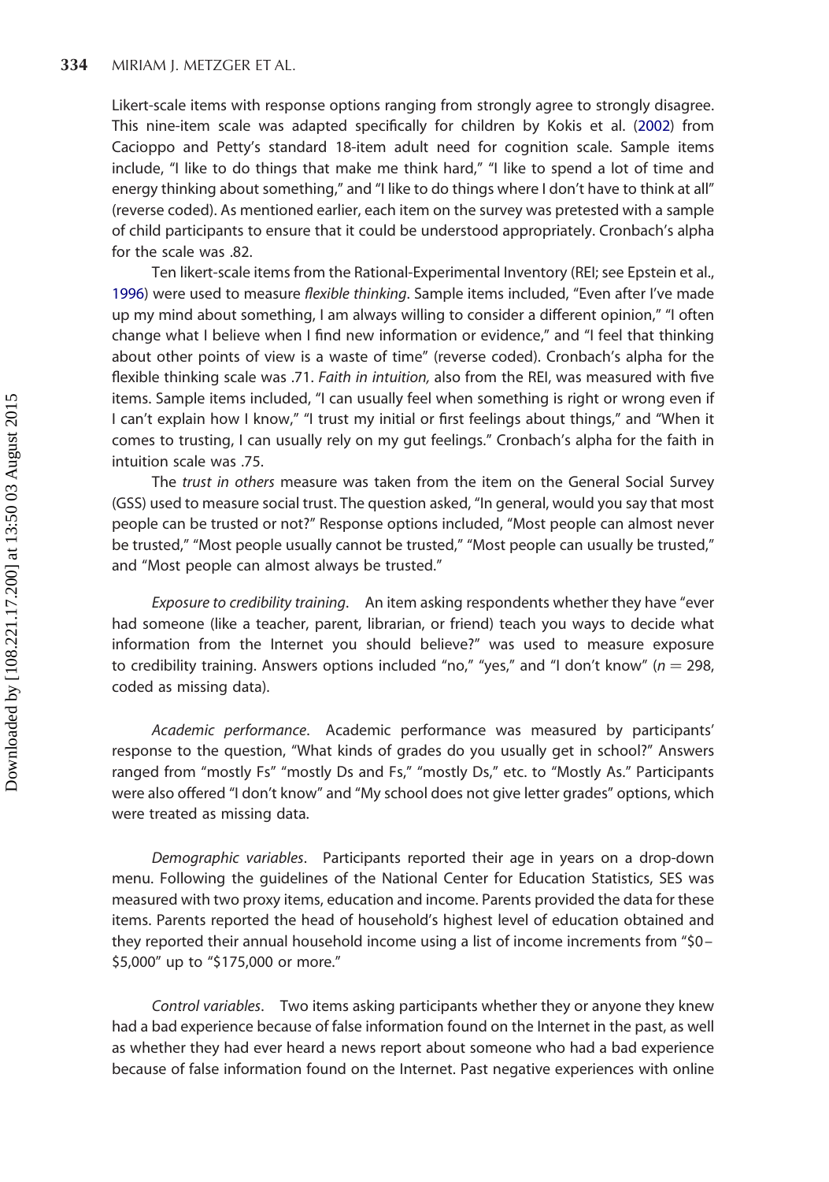Likert-scale items with response options ranging from strongly agree to strongly disagree. This nine-item scale was adapted specifically for children by Kokis et al. (2002) from Cacioppo and Petty's standard 18-item adult need for cognition scale. Sample items include, "I like to do things that make me think hard," "I like to spend a lot of time and energy thinking about something," and "I like to do things where I don't have to think at all" (reverse coded). As mentioned earlier, each item on the survey was pretested with a sample of child participants to ensure that it could be understood appropriately. Cronbach's alpha for the scale was .82.

Ten likert-scale items from the Rational-Experimental Inventory (REI; see Epstein et al., 1996) were used to measure *flexible thinking*. Sample items included, "Even after I've made up my mind about something, I am always willing to consider a different opinion," "I often change what I believe when I find new information or evidence," and "I feel that thinking about other points of view is a waste of time" (reverse coded). Cronbach's alpha for the flexible thinking scale was .71. *Faith in intuition,* also from the REI, was measured with five items. Sample items included, "I can usually feel when something is right or wrong even if I can't explain how I know," "I trust my initial or first feelings about things," and "When it comes to trusting, I can usually rely on my gut feelings." Cronbach's alpha for the faith in intuition scale was .75.

The *trust in others* measure was taken from the item on the General Social Survey (GSS) used to measure social trust. The question asked, "In general, would you say that most people can be trusted or not?" Response options included, "Most people can almost never be trusted," "Most people usually cannot be trusted," "Most people can usually be trusted," and "Most people can almost always be trusted."

*Exposure to credibility training*. An item asking respondents whether they have "ever had someone (like a teacher, parent, librarian, or friend) teach you ways to decide what information from the Internet you should believe?" was used to measure exposure to credibility training. Answers options included "no," "yes," and "I don't know" ($n = 298$, coded as missing data).

*Academic performance*. Academic performance was measured by participants' response to the question, "What kinds of grades do you usually get in school?" Answers ranged from "mostly Fs" "mostly Ds and Fs," "mostly Ds," etc. to "Mostly As." Participants were also offered "I don't know" and "My school does not give letter grades" options, which were treated as missing data.

*Demographic variables*. Participants reported their age in years on a drop-down menu. Following the guidelines of the National Center for Education Statistics, SES was measured with two proxy items, education and income. Parents provided the data for these items. Parents reported the head of household's highest level of education obtained and they reported their annual household income using a list of income increments from "$0–$5,000" up to "$175,000 or more."

*Control variables*. Two items asking participants whether they or anyone they knew had a bad experience because of false information found on the Internet in the past, as well as whether they had ever heard a news report about someone who had a bad experience because of false information found on the Internet. Past negative experiences with online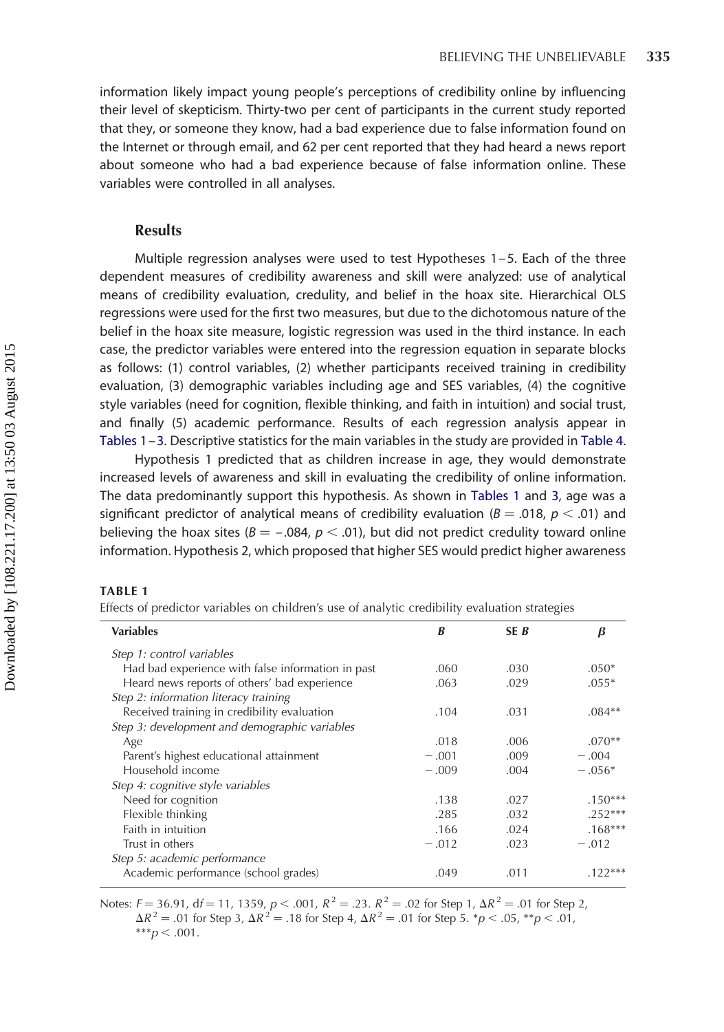information likely impact young people's perceptions of credibility online by influencing their level of skepticism. Thirty-two per cent of participants in the current study reported that they, or someone they know, had a bad experience due to false information found on the Internet or through email, and 62 per cent reported that they had heard a news report about someone who had a bad experience because of false information online. These variables were controlled in all analyses.

## Results

Multiple regression analyses were used to test Hypotheses 1–5. Each of the three dependent measures of credibility awareness and skill were analyzed: use of analytical means of credibility evaluation, credulity, and belief in the hoax site. Hierarchical OLS regressions were used for the first two measures, but due to the dichotomous nature of the belief in the hoax site measure, logistic regression was used in the third instance. In each case, the predictor variables were entered into the regression equation in separate blocks as follows: (1) control variables, (2) whether participants received training in credibility evaluation, (3) demographic variables including age and SES variables, (4) the cognitive style variables (need for cognition, flexible thinking, and faith in intuition) and social trust, and finally (5) academic performance. Results of each regression analysis appear in Tables 1–3. Descriptive statistics for the main variables in the study are provided in Table 4.

Hypothesis 1 predicted that as children increase in age, they would demonstrate increased levels of awareness and skill in evaluating the credibility of online information. The data predominantly support this hypothesis. As shown in Tables 1 and 3, age was a significant predictor of analytical means of credibility evaluation ($B = .018$, $p < .01$) and believing the hoax sites ($B = -.084$, $p < .01$), but did not predict credulity toward online information. Hypothesis 2, which proposed that higher SES would predict higher awareness

**TABLE 1**

Effects of predictor variables on children's use of analytic credibility evaluation strategies

| Variables | *B* | SE *B* | $\beta$ |
|---|---|---|---|
| *Step 1: control variables* | | | |
| Had bad experience with false information in past | .060 | .030 | .050* |
| Heard news reports of others' bad experience | .063 | .029 | .055* |
| *Step 2: information literacy training* | | | |
| Received training in credibility evaluation | .104 | .031 | .084** |
| *Step 3: development and demographic variables* | | | |
| Age | .018 | .006 | .070** |
| Parent's highest educational attainment | −.001 | .009 | −.004 |
| Household income | −.009 | .004 | −.056* |
| *Step 4: cognitive style variables* | | | |
| Need for cognition | .138 | .027 | .150*** |
| Flexible thinking | .285 | .032 | .252*** |
| Faith in intuition | .166 | .024 | .168*** |
| Trust in others | −.012 | .023 | −.012 |
| *Step 5: academic performance* | | | |
| Academic performance (school grades) | .049 | .011 | .122*** |

Notes: $F = 36.91$, $df = 11, 1359$, $p < .001$, $R^2 = .23$. $R^2 = .02$ for Step 1, $\Delta R^2 = .01$ for Step 2, $\Delta R^2 = .01$ for Step 3, $\Delta R^2 = .18$ for Step 4, $\Delta R^2 = .01$ for Step 5. \*$p < .05$, \*\*$p < .01$, \*\*\*$p < .001$.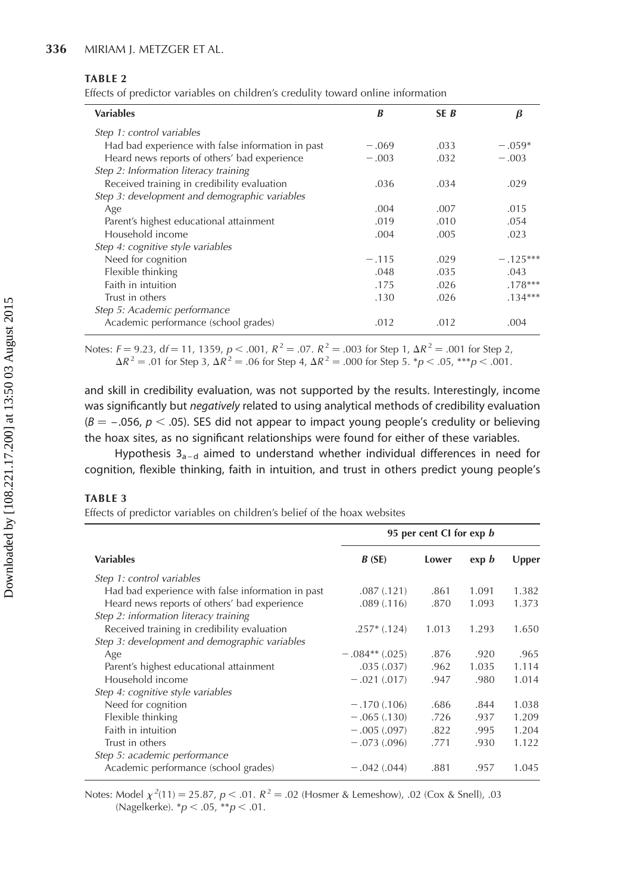**TABLE 2**

Effects of predictor variables on children's credulity toward online information

| Variables | *B* | SE *B* | *β* |
|---|---|---|---|
| *Step 1: control variables* | | | |
| Had bad experience with false information in past | −.069 | .033 | −.059* |
| Heard news reports of others' bad experience | −.003 | .032 | −.003 |
| *Step 2: Information literacy training* | | | |
| Received training in credibility evaluation | .036 | .034 | .029 |
| *Step 3: development and demographic variables* | | | |
| Age | .004 | .007 | .015 |
| Parent's highest educational attainment | .019 | .010 | .054 |
| Household income | .004 | .005 | .023 |
| *Step 4: cognitive style variables* | | | |
| Need for cognition | −.115 | .029 | −.125*** |
| Flexible thinking | .048 | .035 | .043 |
| Faith in intuition | .175 | .026 | .178*** |
| Trust in others | .130 | .026 | .134*** |
| *Step 5: Academic performance* | | | |
| Academic performance (school grades) | .012 | .012 | .004 |

Notes: $F = 9.23$, $df = 11, 1359$, $p < .001$, $R^2 = .07$. $R^2 = .003$ for Step 1, $\Delta R^2 = .001$ for Step 2, $\Delta R^2 = .01$ for Step 3, $\Delta R^2 = .06$ for Step 4, $\Delta R^2 = .000$ for Step 5. *$p < .05$, ***$p < .001$.

and skill in credibility evaluation, was not supported by the results. Interestingly, income was significantly but *negatively* related to using analytical methods of credibility evaluation ($B = -.056$, $p < .05$). SES did not appear to impact young people's credulity or believing the hoax sites, as no significant relationships were found for either of these variables.

Hypothesis $3_{a-d}$ aimed to understand whether individual differences in need for cognition, flexible thinking, faith in intuition, and trust in others predict young people's

**TABLE 3**

Effects of predictor variables on children's belief of the hoax websites

| Variables | *B* (SE) | 95 per cent CI for exp *b* | | |
|---|---|---|---|---|
| | | Lower | exp *b* | Upper |
| *Step 1: control variables* | | | | |
| Had bad experience with false information in past | .087 (.121) | .861 | 1.091 | 1.382 |
| Heard news reports of others' bad experience | .089 (.116) | .870 | 1.093 | 1.373 |
| *Step 2: information literacy training* | | | | |
| Received training in credibility evaluation | .257* (.124) | 1.013 | 1.293 | 1.650 |
| *Step 3: development and demographic variables* | | | | |
| Age | −.084** (.025) | .876 | .920 | .965 |
| Parent's highest educational attainment | .035 (.037) | .962 | 1.035 | 1.114 |
| Household income | −.021 (.017) | .947 | .980 | 1.014 |
| *Step 4: cognitive style variables* | | | | |
| Need for cognition | −.170 (.106) | .686 | .844 | 1.038 |
| Flexible thinking | −.065 (.130) | .726 | .937 | 1.209 |
| Faith in intuition | −.005 (.097) | .822 | .995 | 1.204 |
| Trust in others | −.073 (.096) | .771 | .930 | 1.122 |
| *Step 5: academic performance* | | | | |
| Academic performance (school grades) | −.042 (.044) | .881 | .957 | 1.045 |

Notes: Model $\chi^2(11) = 25.87$, $p < .01$. $R^2 = .02$ (Hosmer & Lemeshow), .02 (Cox & Snell), .03 (Nagelkerke). *$p < .05$, **$p < .01$.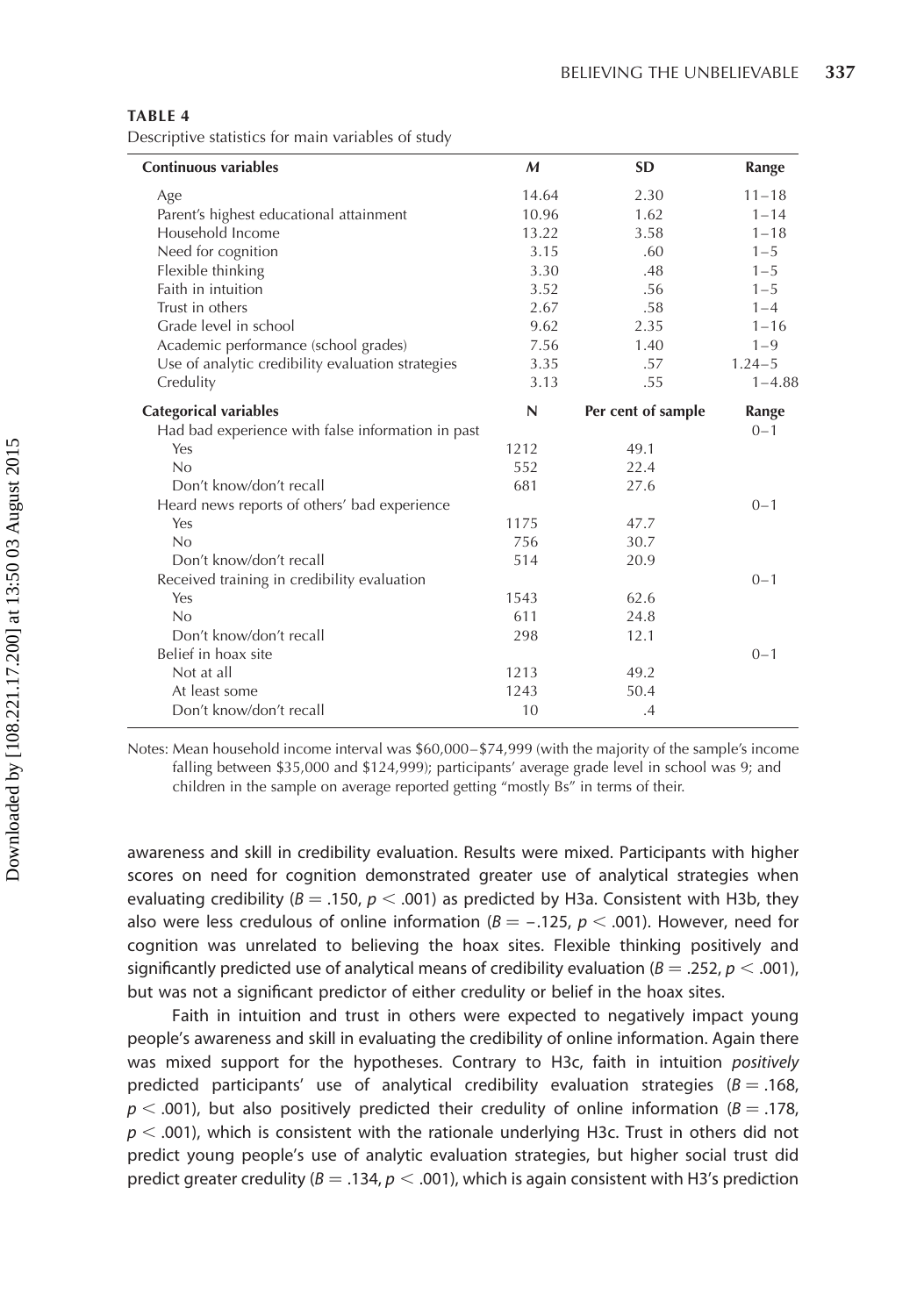**TABLE 4**

Descriptive statistics for main variables of study

| Continuous variables | *M* | SD | Range |
|---|---|---|---|
| Age | 14.64 | 2.30 | 11–18 |
| Parent's highest educational attainment | 10.96 | 1.62 | 1–14 |
| Household Income | 13.22 | 3.58 | 1–18 |
| Need for cognition | 3.15 | .60 | 1–5 |
| Flexible thinking | 3.30 | .48 | 1–5 |
| Faith in intuition | 3.52 | .56 | 1–5 |
| Trust in others | 2.67 | .58 | 1–4 |
| Grade level in school | 9.62 | 2.35 | 1–16 |
| Academic performance (school grades) | 7.56 | 1.40 | 1–9 |
| Use of analytic credibility evaluation strategies | 3.35 | .57 | 1.24–5 |
| Credulity | 3.13 | .55 | 1–4.88 |
| **Categorical variables** | **N** | **Per cent of sample** | **Range** |
| Had bad experience with false information in past | | | 0–1 |
| Yes | 1212 | 49.1 | |
| No | 552 | 22.4 | |
| Don't know/don't recall | 681 | 27.6 | |
| Heard news reports of others' bad experience | | | 0–1 |
| Yes | 1175 | 47.7 | |
| No | 756 | 30.7 | |
| Don't know/don't recall | 514 | 20.9 | |
| Received training in credibility evaluation | | | 0–1 |
| Yes | 1543 | 62.6 | |
| No | 611 | 24.8 | |
| Don't know/don't recall | 298 | 12.1 | |
| Belief in hoax site | | | 0–1 |
| Not at all | 1213 | 49.2 | |
| At least some | 1243 | 50.4 | |
| Don't know/don't recall | 10 | .4 | |

Notes: Mean household income interval was \$60,000–\$74,999 (with the majority of the sample's income falling between \$35,000 and \$124,999); participants' average grade level in school was 9; and children in the sample on average reported getting "mostly Bs" in terms of their.

awareness and skill in credibility evaluation. Results were mixed. Participants with higher scores on need for cognition demonstrated greater use of analytical strategies when evaluating credibility ($B = .150$, $p < .001$) as predicted by H3a. Consistent with H3b, they also were less credulous of online information ($B = -.125$, $p < .001$). However, need for cognition was unrelated to believing the hoax sites. Flexible thinking positively and significantly predicted use of analytical means of credibility evaluation ($B = .252$, $p < .001$), but was not a significant predictor of either credulity or belief in the hoax sites.

Faith in intuition and trust in others were expected to negatively impact young people's awareness and skill in evaluating the credibility of online information. Again there was mixed support for the hypotheses. Contrary to H3c, faith in intuition *positively* predicted participants' use of analytical credibility evaluation strategies ($B = .168$, $p < .001$), but also positively predicted their credulity of online information ($B = .178$, $p < .001$), which is consistent with the rationale underlying H3c. Trust in others did not predict young people's use of analytic evaluation strategies, but higher social trust did predict greater credulity ($B = .134$, $p < .001$), which is again consistent with H3's prediction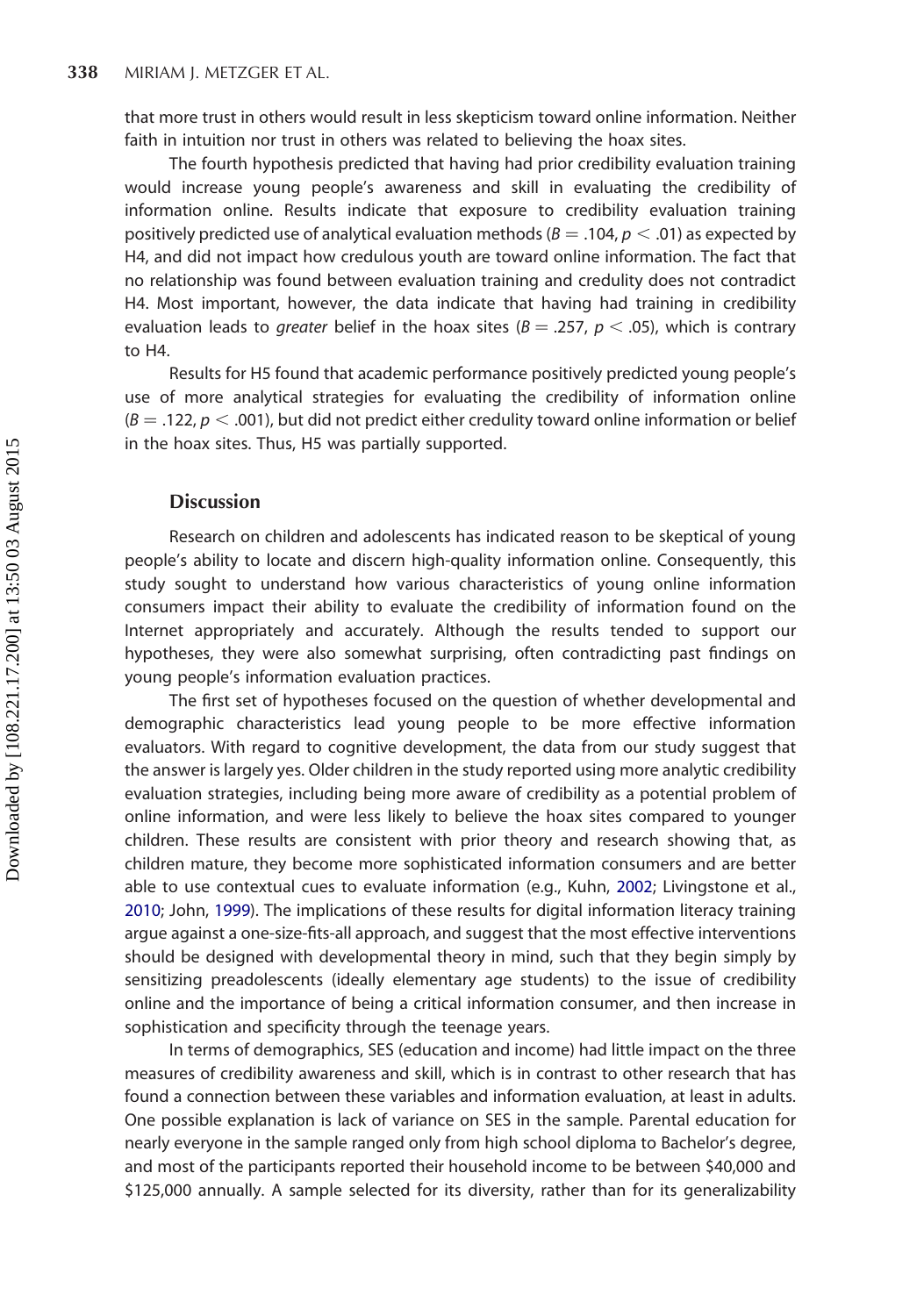that more trust in others would result in less skepticism toward online information. Neither faith in intuition nor trust in others was related to believing the hoax sites.

The fourth hypothesis predicted that having had prior credibility evaluation training would increase young people's awareness and skill in evaluating the credibility of information online. Results indicate that exposure to credibility evaluation training positively predicted use of analytical evaluation methods ($B = .104$, $p < .01$) as expected by H4, and did not impact how credulous youth are toward online information. The fact that no relationship was found between evaluation training and credulity does not contradict H4. Most important, however, the data indicate that having had training in credibility evaluation leads to *greater* belief in the hoax sites ($B = .257$, $p < .05$), which is contrary to H4.

Results for H5 found that academic performance positively predicted young people's use of more analytical strategies for evaluating the credibility of information online ($B = .122$, $p < .001$), but did not predict either credulity toward online information or belief in the hoax sites. Thus, H5 was partially supported.

## Discussion

Research on children and adolescents has indicated reason to be skeptical of young people's ability to locate and discern high-quality information online. Consequently, this study sought to understand how various characteristics of young online information consumers impact their ability to evaluate the credibility of information found on the Internet appropriately and accurately. Although the results tended to support our hypotheses, they were also somewhat surprising, often contradicting past findings on young people's information evaluation practices.

The first set of hypotheses focused on the question of whether developmental and demographic characteristics lead young people to be more effective information evaluators. With regard to cognitive development, the data from our study suggest that the answer is largely yes. Older children in the study reported using more analytic credibility evaluation strategies, including being more aware of credibility as a potential problem of online information, and were less likely to believe the hoax sites compared to younger children. These results are consistent with prior theory and research showing that, as children mature, they become more sophisticated information consumers and are better able to use contextual cues to evaluate information (e.g., Kuhn, 2002; Livingstone et al., 2010; John, 1999). The implications of these results for digital information literacy training argue against a one-size-fits-all approach, and suggest that the most effective interventions should be designed with developmental theory in mind, such that they begin simply by sensitizing preadolescents (ideally elementary age students) to the issue of credibility online and the importance of being a critical information consumer, and then increase in sophistication and specificity through the teenage years.

In terms of demographics, SES (education and income) had little impact on the three measures of credibility awareness and skill, which is in contrast to other research that has found a connection between these variables and information evaluation, at least in adults. One possible explanation is lack of variance on SES in the sample. Parental education for nearly everyone in the sample ranged only from high school diploma to Bachelor's degree, and most of the participants reported their household income to be between \$40,000 and \$125,000 annually. A sample selected for its diversity, rather than for its generalizability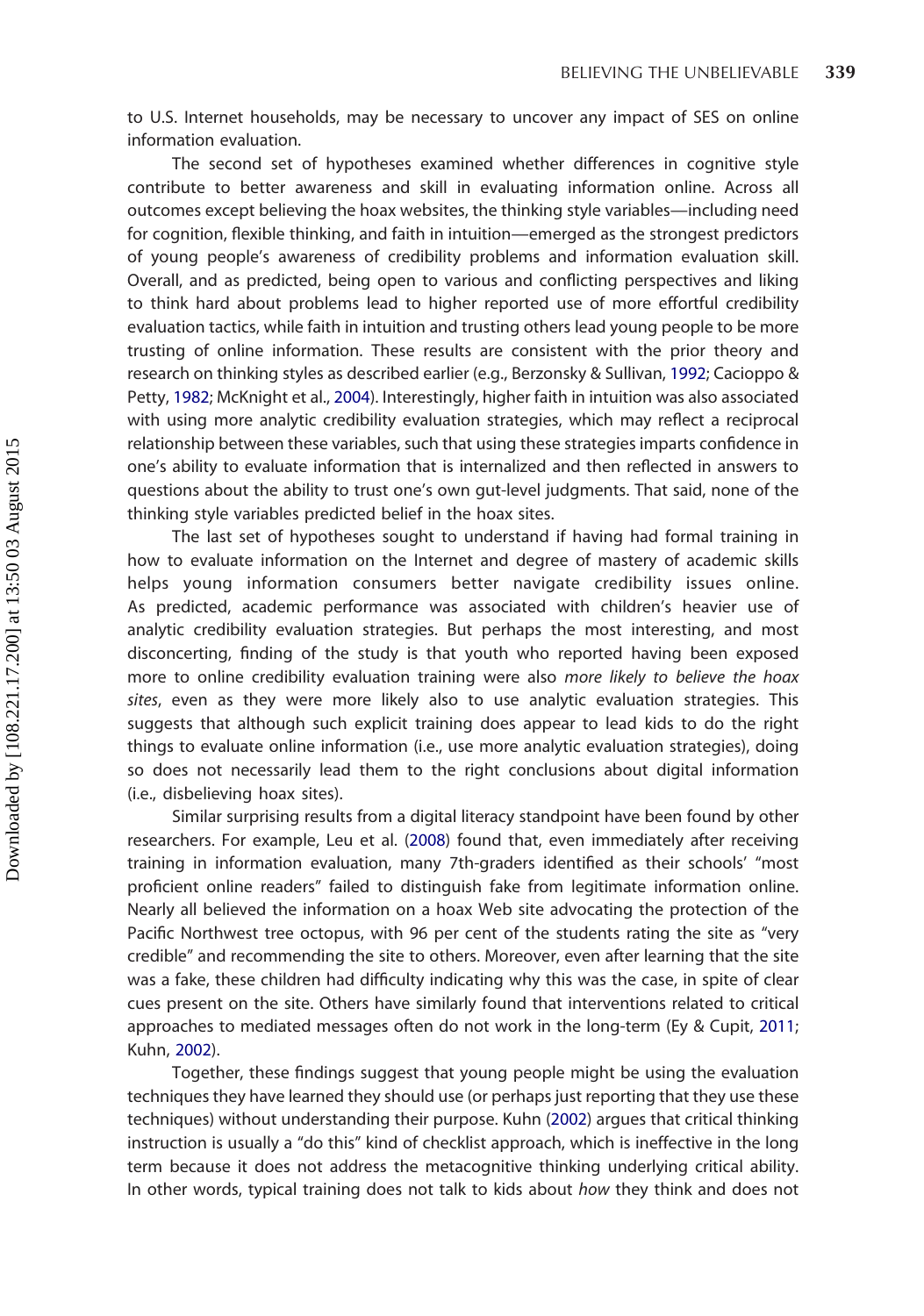to U.S. Internet households, may be necessary to uncover any impact of SES on online information evaluation.

The second set of hypotheses examined whether differences in cognitive style contribute to better awareness and skill in evaluating information online. Across all outcomes except believing the hoax websites, the thinking style variables—including need for cognition, flexible thinking, and faith in intuition—emerged as the strongest predictors of young people's awareness of credibility problems and information evaluation skill. Overall, and as predicted, being open to various and conflicting perspectives and liking to think hard about problems lead to higher reported use of more effortful credibility evaluation tactics, while faith in intuition and trusting others lead young people to be more trusting of online information. These results are consistent with the prior theory and research on thinking styles as described earlier (e.g., Berzonsky & Sullivan, 1992; Cacioppo & Petty, 1982; McKnight et al., 2004). Interestingly, higher faith in intuition was also associated with using more analytic credibility evaluation strategies, which may reflect a reciprocal relationship between these variables, such that using these strategies imparts confidence in one's ability to evaluate information that is internalized and then reflected in answers to questions about the ability to trust one's own gut-level judgments. That said, none of the thinking style variables predicted belief in the hoax sites.

The last set of hypotheses sought to understand if having had formal training in how to evaluate information on the Internet and degree of mastery of academic skills helps young information consumers better navigate credibility issues online. As predicted, academic performance was associated with children's heavier use of analytic credibility evaluation strategies. But perhaps the most interesting, and most disconcerting, finding of the study is that youth who reported having been exposed more to online credibility evaluation training were also *more likely to believe the hoax sites*, even as they were more likely also to use analytic evaluation strategies. This suggests that although such explicit training does appear to lead kids to do the right things to evaluate online information (i.e., use more analytic evaluation strategies), doing so does not necessarily lead them to the right conclusions about digital information (i.e., disbelieving hoax sites).

Similar surprising results from a digital literacy standpoint have been found by other researchers. For example, Leu et al. (2008) found that, even immediately after receiving training in information evaluation, many 7th-graders identified as their schools' "most proficient online readers" failed to distinguish fake from legitimate information online. Nearly all believed the information on a hoax Web site advocating the protection of the Pacific Northwest tree octopus, with 96 per cent of the students rating the site as "very credible" and recommending the site to others. Moreover, even after learning that the site was a fake, these children had difficulty indicating why this was the case, in spite of clear cues present on the site. Others have similarly found that interventions related to critical approaches to mediated messages often do not work in the long-term (Ey & Cupit, 2011; Kuhn, 2002).

Together, these findings suggest that young people might be using the evaluation techniques they have learned they should use (or perhaps just reporting that they use these techniques) without understanding their purpose. Kuhn (2002) argues that critical thinking instruction is usually a "do this" kind of checklist approach, which is ineffective in the long term because it does not address the metacognitive thinking underlying critical ability. In other words, typical training does not talk to kids about *how* they think and does not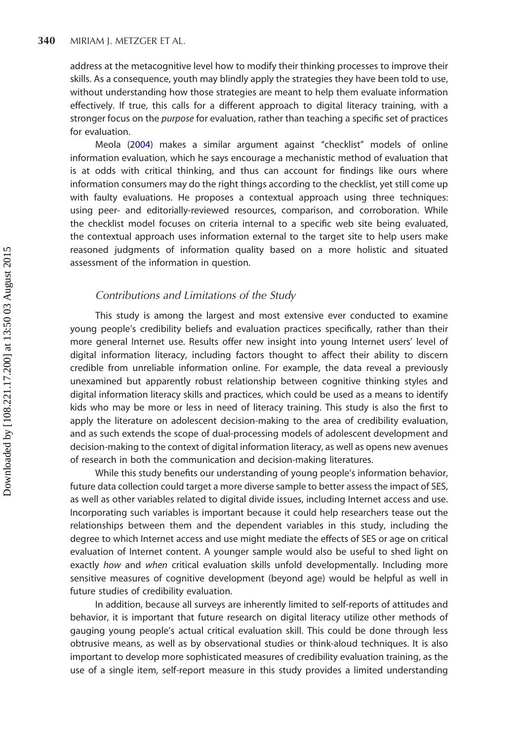address at the metacognitive level how to modify their thinking processes to improve their skills. As a consequence, youth may blindly apply the strategies they have been told to use, without understanding how those strategies are meant to help them evaluate information effectively. If true, this calls for a different approach to digital literacy training, with a stronger focus on the *purpose* for evaluation, rather than teaching a specific set of practices for evaluation.

Meola (2004) makes a similar argument against "checklist" models of online information evaluation, which he says encourage a mechanistic method of evaluation that is at odds with critical thinking, and thus can account for findings like ours where information consumers may do the right things according to the checklist, yet still come up with faulty evaluations. He proposes a contextual approach using three techniques: using peer- and editorially-reviewed resources, comparison, and corroboration. While the checklist model focuses on criteria internal to a specific web site being evaluated, the contextual approach uses information external to the target site to help users make reasoned judgments of information quality based on a more holistic and situated assessment of the information in question.

### *Contributions and Limitations of the Study*

This study is among the largest and most extensive ever conducted to examine young people's credibility beliefs and evaluation practices specifically, rather than their more general Internet use. Results offer new insight into young Internet users' level of digital information literacy, including factors thought to affect their ability to discern credible from unreliable information online. For example, the data reveal a previously unexamined but apparently robust relationship between cognitive thinking styles and digital information literacy skills and practices, which could be used as a means to identify kids who may be more or less in need of literacy training. This study is also the first to apply the literature on adolescent decision-making to the area of credibility evaluation, and as such extends the scope of dual-processing models of adolescent development and decision-making to the context of digital information literacy, as well as opens new avenues of research in both the communication and decision-making literatures.

While this study benefits our understanding of young people's information behavior, future data collection could target a more diverse sample to better assess the impact of SES, as well as other variables related to digital divide issues, including Internet access and use. Incorporating such variables is important because it could help researchers tease out the relationships between them and the dependent variables in this study, including the degree to which Internet access and use might mediate the effects of SES or age on critical evaluation of Internet content. A younger sample would also be useful to shed light on exactly *how* and *when* critical evaluation skills unfold developmentally. Including more sensitive measures of cognitive development (beyond age) would be helpful as well in future studies of credibility evaluation.

In addition, because all surveys are inherently limited to self-reports of attitudes and behavior, it is important that future research on digital literacy utilize other methods of gauging young people's actual critical evaluation skill. This could be done through less obtrusive means, as well as by observational studies or think-aloud techniques. It is also important to develop more sophisticated measures of credibility evaluation training, as the use of a single item, self-report measure in this study provides a limited understanding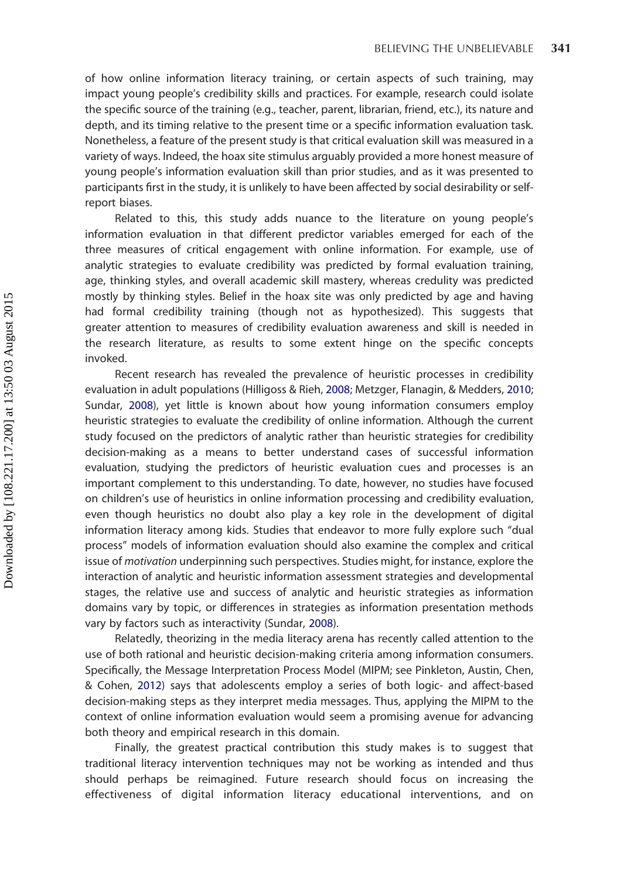of how online information literacy training, or certain aspects of such training, may impact young people's credibility skills and practices. For example, research could isolate the specific source of the training (e.g., teacher, parent, librarian, friend, etc.), its nature and depth, and its timing relative to the present time or a specific information evaluation task. Nonetheless, a feature of the present study is that critical evaluation skill was measured in a variety of ways. Indeed, the hoax site stimulus arguably provided a more honest measure of young people's information evaluation skill than prior studies, and as it was presented to participants first in the study, it is unlikely to have been affected by social desirability or self-report biases.

Related to this, this study adds nuance to the literature on young people's information evaluation in that different predictor variables emerged for each of the three measures of critical engagement with online information. For example, use of analytic strategies to evaluate credibility was predicted by formal evaluation training, age, thinking styles, and overall academic skill mastery, whereas credulity was predicted mostly by thinking styles. Belief in the hoax site was only predicted by age and having had formal credibility training (though not as hypothesized). This suggests that greater attention to measures of credibility evaluation awareness and skill is needed in the research literature, as results to some extent hinge on the specific concepts invoked.

Recent research has revealed the prevalence of heuristic processes in credibility evaluation in adult populations (Hilligoss & Rieh, 2008; Metzger, Flanagin, & Medders, 2010; Sundar, 2008), yet little is known about how young information consumers employ heuristic strategies to evaluate the credibility of online information. Although the current study focused on the predictors of analytic rather than heuristic strategies for credibility decision-making as a means to better understand cases of successful information evaluation, studying the predictors of heuristic evaluation cues and processes is an important complement to this understanding. To date, however, no studies have focused on children's use of heuristics in online information processing and credibility evaluation, even though heuristics no doubt also play a key role in the development of digital information literacy among kids. Studies that endeavor to more fully explore such "dual process" models of information evaluation should also examine the complex and critical issue of *motivation* underpinning such perspectives. Studies might, for instance, explore the interaction of analytic and heuristic information assessment strategies and developmental stages, the relative use and success of analytic and heuristic strategies as information domains vary by topic, or differences in strategies as information presentation methods vary by factors such as interactivity (Sundar, 2008).

Relatedly, theorizing in the media literacy arena has recently called attention to the use of both rational and heuristic decision-making criteria among information consumers. Specifically, the Message Interpretation Process Model (MIPM; see Pinkleton, Austin, Chen, & Cohen, 2012) says that adolescents employ a series of both logic- and affect-based decision-making steps as they interpret media messages. Thus, applying the MIPM to the context of online information evaluation would seem a promising avenue for advancing both theory and empirical research in this domain.

Finally, the greatest practical contribution this study makes is to suggest that traditional literacy intervention techniques may not be working as intended and thus should perhaps be reimagined. Future research should focus on increasing the effectiveness of digital information literacy educational interventions, and on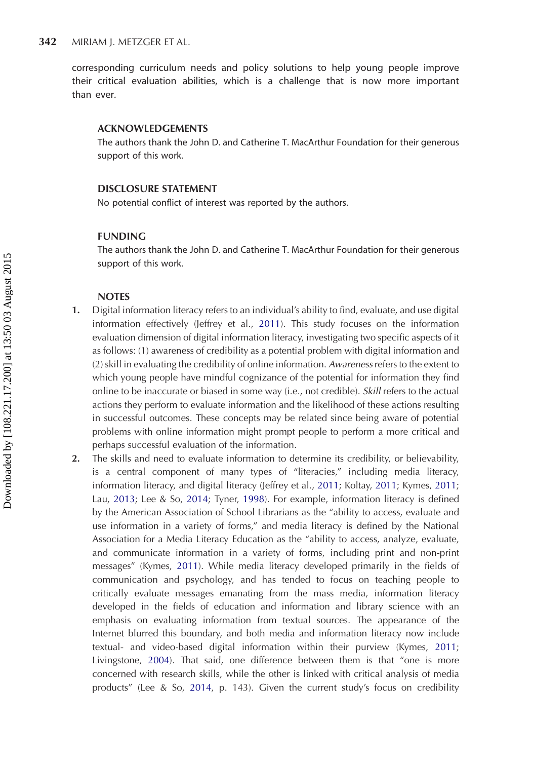corresponding curriculum needs and policy solutions to help young people improve their critical evaluation abilities, which is a challenge that is now more important than ever.

## ACKNOWLEDGEMENTS

The authors thank the John D. and Catherine T. MacArthur Foundation for their generous support of this work.

## DISCLOSURE STATEMENT

No potential conflict of interest was reported by the authors.

## FUNDING

The authors thank the John D. and Catherine T. MacArthur Foundation for their generous support of this work.

## NOTES

1. Digital information literacy refers to an individual's ability to find, evaluate, and use digital information effectively (Jeffrey et al., 2011). This study focuses on the information evaluation dimension of digital information literacy, investigating two specific aspects of it as follows: (1) awareness of credibility as a potential problem with digital information and (2) skill in evaluating the credibility of online information. *Awareness* refers to the extent to which young people have mindful cognizance of the potential for information they find online to be inaccurate or biased in some way (i.e., not credible). *Skill* refers to the actual actions they perform to evaluate information and the likelihood of these actions resulting in successful outcomes. These concepts may be related since being aware of potential problems with online information might prompt people to perform a more critical and perhaps successful evaluation of the information.
2. The skills and need to evaluate information to determine its credibility, or believability, is a central component of many types of "literacies," including media literacy, information literacy, and digital literacy (Jeffrey et al., 2011; Koltay, 2011; Kymes, 2011; Lau, 2013; Lee & So, 2014; Tyner, 1998). For example, information literacy is defined by the American Association of School Librarians as the "ability to access, evaluate and use information in a variety of forms," and media literacy is defined by the National Association for a Media Literacy Education as the "ability to access, analyze, evaluate, and communicate information in a variety of forms, including print and non-print messages" (Kymes, 2011). While media literacy developed primarily in the fields of communication and psychology, and has tended to focus on teaching people to critically evaluate messages emanating from the mass media, information literacy developed in the fields of education and information and library science with an emphasis on evaluating information from textual sources. The appearance of the Internet blurred this boundary, and both media and information literacy now include textual- and video-based digital information within their purview (Kymes, 2011; Livingstone, 2004). That said, one difference between them is that "one is more concerned with research skills, while the other is linked with critical analysis of media products" (Lee & So, 2014, p. 143). Given the current study's focus on credibility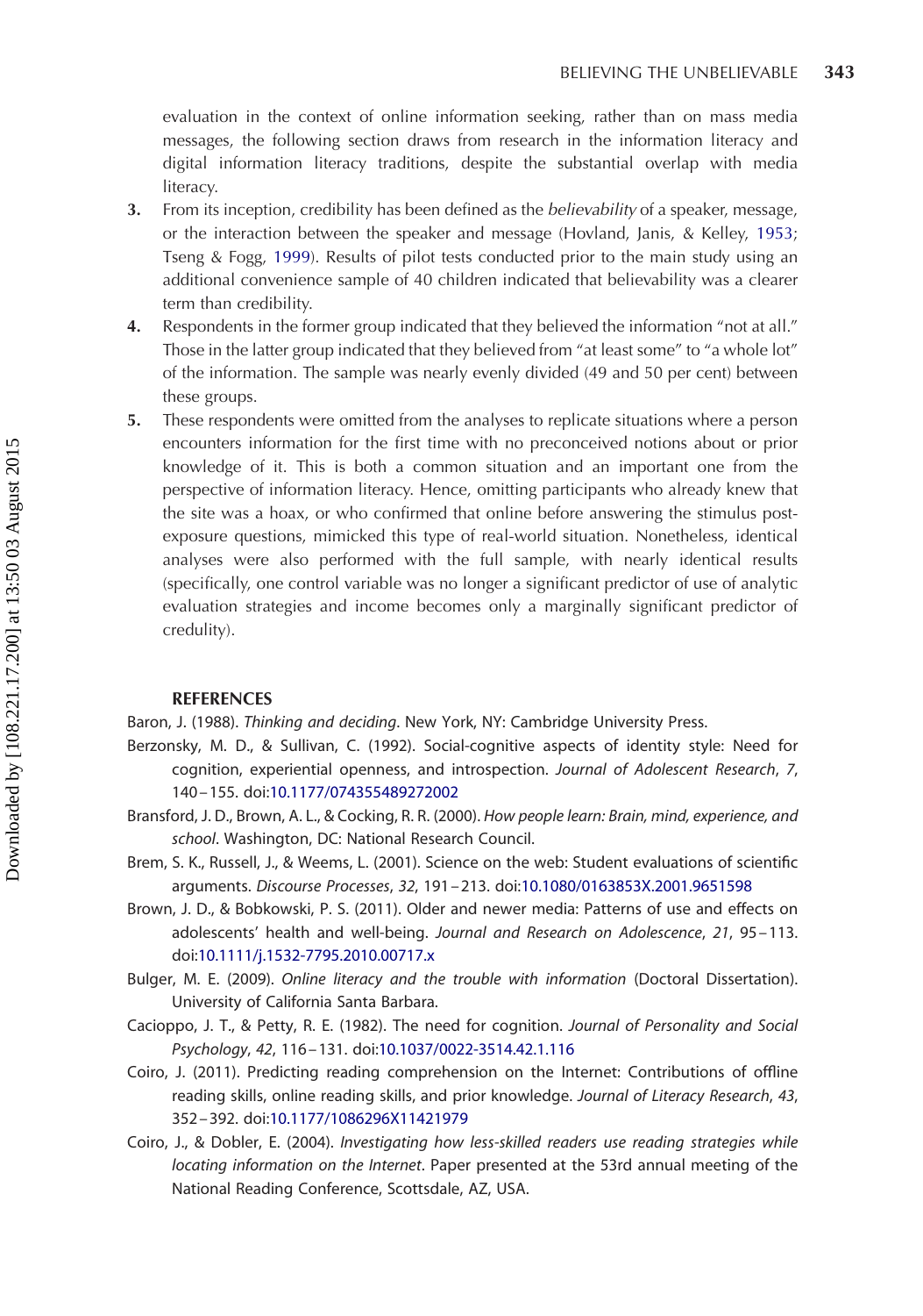evaluation in the context of online information seeking, rather than on mass media messages, the following section draws from research in the information literacy and digital information literacy traditions, despite the substantial overlap with media literacy.

3. From its inception, credibility has been defined as the *believability* of a speaker, message, or the interaction between the speaker and message (Hovland, Janis, & Kelley, 1953; Tseng & Fogg, 1999). Results of pilot tests conducted prior to the main study using an additional convenience sample of 40 children indicated that believability was a clearer term than credibility.
4. Respondents in the former group indicated that they believed the information "not at all." Those in the latter group indicated that they believed from "at least some" to "a whole lot" of the information. The sample was nearly evenly divided (49 and 50 per cent) between these groups.
5. These respondents were omitted from the analyses to replicate situations where a person encounters information for the first time with no preconceived notions about or prior knowledge of it. This is both a common situation and an important one from the perspective of information literacy. Hence, omitting participants who already knew that the site was a hoax, or who confirmed that online before answering the stimulus post-exposure questions, mimicked this type of real-world situation. Nonetheless, identical analyses were also performed with the full sample, with nearly identical results (specifically, one control variable was no longer a significant predictor of use of analytic evaluation strategies and income becomes only a marginally significant predictor of credulity).

## REFERENCES

Baron, J. (1988). *Thinking and deciding*. New York, NY: Cambridge University Press.

Berzonsky, M. D., & Sullivan, C. (1992). Social-cognitive aspects of identity style: Need for cognition, experiential openness, and introspection. *Journal of Adolescent Research*, *7*, 140–155. doi:10.1177/074355489272002

Bransford, J. D., Brown, A. L., & Cocking, R. R. (2000). *How people learn: Brain, mind, experience, and school*. Washington, DC: National Research Council.

Brem, S. K., Russell, J., & Weems, L. (2001). Science on the web: Student evaluations of scientific arguments. *Discourse Processes*, *32*, 191–213. doi:10.1080/0163853X.2001.9651598

Brown, J. D., & Bobkowski, P. S. (2011). Older and newer media: Patterns of use and effects on adolescents' health and well-being. *Journal and Research on Adolescence*, *21*, 95–113. doi:10.1111/j.1532-7795.2010.00717.x

Bulger, M. E. (2009). *Online literacy and the trouble with information* (Doctoral Dissertation). University of California Santa Barbara.

Cacioppo, J. T., & Petty, R. E. (1982). The need for cognition. *Journal of Personality and Social Psychology*, *42*, 116–131. doi:10.1037/0022-3514.42.1.116

Coiro, J. (2011). Predicting reading comprehension on the Internet: Contributions of offline reading skills, online reading skills, and prior knowledge. *Journal of Literacy Research*, *43*, 352–392. doi:10.1177/1086296X11421979

Coiro, J., & Dobler, E. (2004). *Investigating how less-skilled readers use reading strategies while locating information on the Internet*. Paper presented at the 53rd annual meeting of the National Reading Conference, Scottsdale, AZ, USA.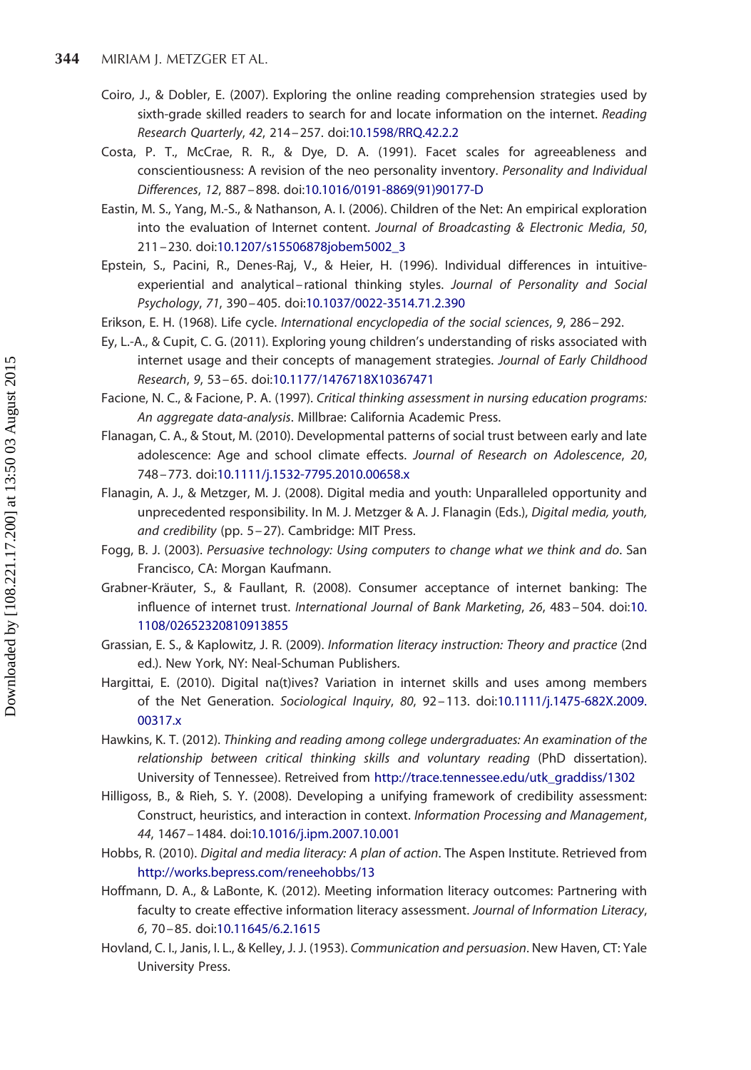Coiro, J., & Dobler, E. (2007). Exploring the online reading comprehension strategies used by sixth-grade skilled readers to search for and locate information on the internet. *Reading Research Quarterly*, *42*, 214–257. doi:10.1598/RRQ.42.2.2

Costa, P. T., McCrae, R. R., & Dye, D. A. (1991). Facet scales for agreeableness and conscientiousness: A revision of the neo personality inventory. *Personality and Individual Differences*, *12*, 887–898. doi:10.1016/0191-8869(91)90177-D

Eastin, M. S., Yang, M.-S., & Nathanson, A. I. (2006). Children of the Net: An empirical exploration into the evaluation of Internet content. *Journal of Broadcasting & Electronic Media*, *50*, 211–230. doi:10.1207/s15506878jobem5002_3

Epstein, S., Pacini, R., Denes-Raj, V., & Heier, H. (1996). Individual differences in intuitive-experiential and analytical–rational thinking styles. *Journal of Personality and Social Psychology*, *71*, 390–405. doi:10.1037/0022-3514.71.2.390

Erikson, E. H. (1968). Life cycle. *International encyclopedia of the social sciences*, *9*, 286–292.

Ey, L.-A., & Cupit, C. G. (2011). Exploring young children's understanding of risks associated with internet usage and their concepts of management strategies. *Journal of Early Childhood Research*, *9*, 53–65. doi:10.1177/1476718X10367471

Facione, N. C., & Facione, P. A. (1997). *Critical thinking assessment in nursing education programs: An aggregate data-analysis*. Millbrae: California Academic Press.

Flanagan, C. A., & Stout, M. (2010). Developmental patterns of social trust between early and late adolescence: Age and school climate effects. *Journal of Research on Adolescence*, *20*, 748–773. doi:10.1111/j.1532-7795.2010.00658.x

Flanagin, A. J., & Metzger, M. J. (2008). Digital media and youth: Unparalleled opportunity and unprecedented responsibility. In M. J. Metzger & A. J. Flanagin (Eds.), *Digital media, youth, and credibility* (pp. 5–27). Cambridge: MIT Press.

Fogg, B. J. (2003). *Persuasive technology: Using computers to change what we think and do*. San Francisco, CA: Morgan Kaufmann.

Grabner-Kräuter, S., & Faullant, R. (2008). Consumer acceptance of internet banking: The influence of internet trust. *International Journal of Bank Marketing*, *26*, 483–504. doi:10.1108/02652320810913855

Grassian, E. S., & Kaplowitz, J. R. (2009). *Information literacy instruction: Theory and practice* (2nd ed.). New York, NY: Neal-Schuman Publishers.

Hargittai, E. (2010). Digital na(t)ives? Variation in internet skills and uses among members of the Net Generation. *Sociological Inquiry*, *80*, 92–113. doi:10.1111/j.1475-682X.2009.00317.x

Hawkins, K. T. (2012). *Thinking and reading among college undergraduates: An examination of the relationship between critical thinking skills and voluntary reading* (PhD dissertation). University of Tennessee). Retreived from http://trace.tennessee.edu/utk_graddiss/1302

Hilligoss, B., & Rieh, S. Y. (2008). Developing a unifying framework of credibility assessment: Construct, heuristics, and interaction in context. *Information Processing and Management*, *44*, 1467–1484. doi:10.1016/j.ipm.2007.10.001

Hobbs, R. (2010). *Digital and media literacy: A plan of action*. The Aspen Institute. Retrieved from http://works.bepress.com/reneehobbs/13

Hoffmann, D. A., & LaBonte, K. (2012). Meeting information literacy outcomes: Partnering with faculty to create effective information literacy assessment. *Journal of Information Literacy*, *6*, 70–85. doi:10.11645/6.2.1615

Hovland, C. I., Janis, I. L., & Kelley, J. J. (1953). *Communication and persuasion*. New Haven, CT: Yale University Press.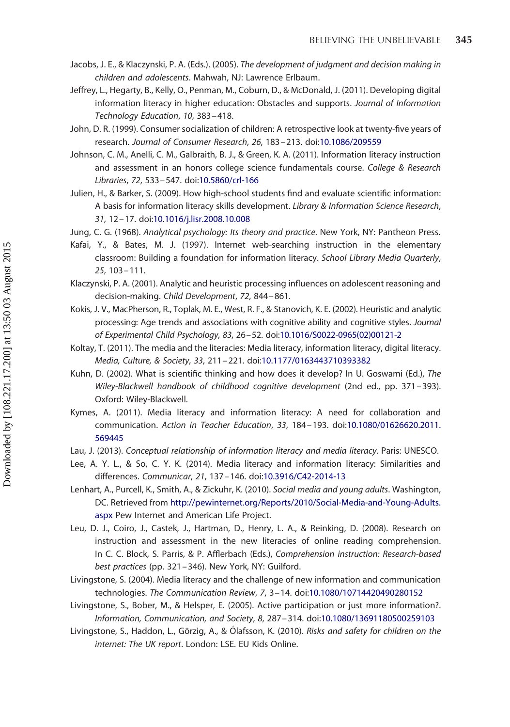Jacobs, J. E., & Klaczynski, P. A. (Eds.). (2005). *The development of judgment and decision making in children and adolescents*. Mahwah, NJ: Lawrence Erlbaum.

Jeffrey, L., Hegarty, B., Kelly, O., Penman, M., Coburn, D., & McDonald, J. (2011). Developing digital information literacy in higher education: Obstacles and supports. *Journal of Information Technology Education*, *10*, 383–418.

John, D. R. (1999). Consumer socialization of children: A retrospective look at twenty-five years of research. *Journal of Consumer Research*, *26*, 183–213. doi:10.1086/209559

Johnson, C. M., Anelli, C. M., Galbraith, B. J., & Green, K. A. (2011). Information literacy instruction and assessment in an honors college science fundamentals course. *College & Research Libraries*, *72*, 533–547. doi:10.5860/crl-166

Julien, H., & Barker, S. (2009). How high-school students find and evaluate scientific information: A basis for information literacy skills development. *Library & Information Science Research*, *31*, 12–17. doi:10.1016/j.lisr.2008.10.008

Jung, C. G. (1968). *Analytical psychology: Its theory and practice*. New York, NY: Pantheon Press.

Kafai, Y., & Bates, M. J. (1997). Internet web-searching instruction in the elementary classroom: Building a foundation for information literacy. *School Library Media Quarterly*, *25*, 103–111.

Klaczynski, P. A. (2001). Analytic and heuristic processing influences on adolescent reasoning and decision-making. *Child Development*, *72*, 844–861.

Kokis, J. V., MacPherson, R., Toplak, M. E., West, R. F., & Stanovich, K. E. (2002). Heuristic and analytic processing: Age trends and associations with cognitive ability and cognitive styles. *Journal of Experimental Child Psychology*, *83*, 26–52. doi:10.1016/S0022-0965(02)00121-2

Koltay, T. (2011). The media and the literacies: Media literacy, information literacy, digital literacy. *Media, Culture, & Society*, *33*, 211–221. doi:10.1177/0163443710393382

Kuhn, D. (2002). What is scientific thinking and how does it develop? In U. Goswami (Ed.), *The Wiley-Blackwell handbook of childhood cognitive development* (2nd ed., pp. 371–393). Oxford: Wiley-Blackwell.

Kymes, A. (2011). Media literacy and information literacy: A need for collaboration and communication. *Action in Teacher Education*, *33*, 184–193. doi:10.1080/01626620.2011.569445

Lau, J. (2013). *Conceptual relationship of information literacy and media literacy*. Paris: UNESCO.

Lee, A. Y. L., & So, C. Y. K. (2014). Media literacy and information literacy: Similarities and differences. *Communicar*, *21*, 137–146. doi:10.3916/C42-2014-13

Lenhart, A., Purcell, K., Smith, A., & Zickuhr, K. (2010). *Social media and young adults*. Washington, DC. Retrieved from http://pewinternet.org/Reports/2010/Social-Media-and-Young-Adults.aspx Pew Internet and American Life Project.

Leu, D. J., Coiro, J., Castek, J., Hartman, D., Henry, L. A., & Reinking, D. (2008). Research on instruction and assessment in the new literacies of online reading comprehension. In C. C. Block, S. Parris, & P. Afflerbach (Eds.), *Comprehension instruction: Research-based best practices* (pp. 321–346). New York, NY: Guilford.

Livingstone, S. (2004). Media literacy and the challenge of new information and communication technologies. *The Communication Review*, *7*, 3–14. doi:10.1080/10714420490280152

Livingstone, S., Bober, M., & Helsper, E. (2005). Active participation or just more information?. *Information, Communication, and Society*, *8*, 287–314. doi:10.1080/13691180500259103

Livingstone, S., Haddon, L., Görzig, A., & Ólafsson, K. (2010). *Risks and safety for children on the internet: The UK report*. London: LSE. EU Kids Online.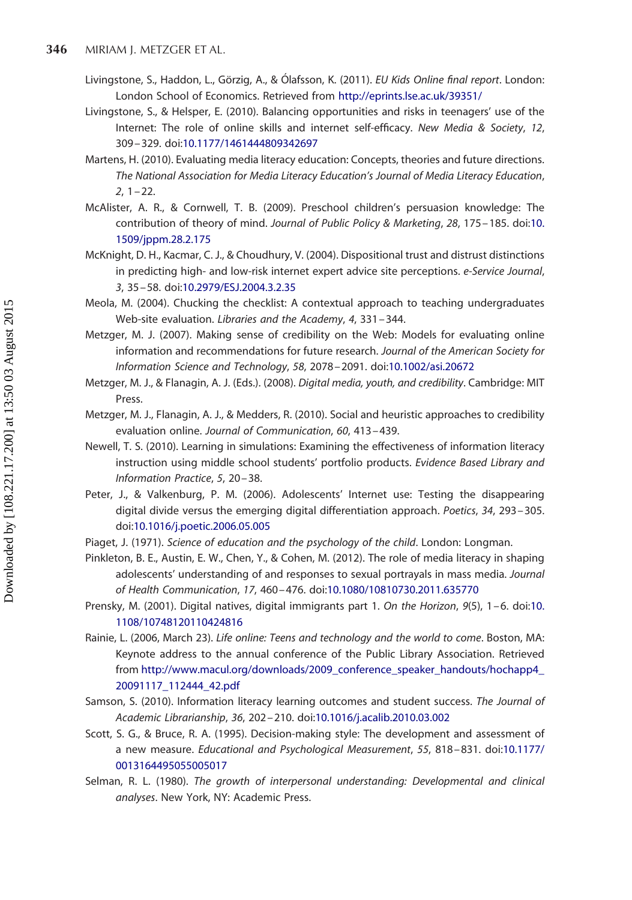Livingstone, S., Haddon, L., Görzig, A., & Ólafsson, K. (2011). *EU Kids Online final report*. London: London School of Economics. Retrieved from http://eprints.lse.ac.uk/39351/

Livingstone, S., & Helsper, E. (2010). Balancing opportunities and risks in teenagers' use of the Internet: The role of online skills and internet self-efficacy. *New Media & Society*, *12*, 309–329. doi:10.1177/1461444809342697

Martens, H. (2010). Evaluating media literacy education: Concepts, theories and future directions. *The National Association for Media Literacy Education's Journal of Media Literacy Education*, *2*, 1–22.

McAlister, A. R., & Cornwell, T. B. (2009). Preschool children's persuasion knowledge: The contribution of theory of mind. *Journal of Public Policy & Marketing*, *28*, 175–185. doi:10.1509/jppm.28.2.175

McKnight, D. H., Kacmar, C. J., & Choudhury, V. (2004). Dispositional trust and distrust distinctions in predicting high- and low-risk internet expert advice site perceptions. *e-Service Journal*, *3*, 35–58. doi:10.2979/ESJ.2004.3.2.35

Meola, M. (2004). Chucking the checklist: A contextual approach to teaching undergraduates Web-site evaluation. *Libraries and the Academy*, *4*, 331–344.

Metzger, M. J. (2007). Making sense of credibility on the Web: Models for evaluating online information and recommendations for future research. *Journal of the American Society for Information Science and Technology*, *58*, 2078–2091. doi:10.1002/asi.20672

Metzger, M. J., & Flanagin, A. J. (Eds.). (2008). *Digital media, youth, and credibility*. Cambridge: MIT Press.

Metzger, M. J., Flanagin, A. J., & Medders, R. (2010). Social and heuristic approaches to credibility evaluation online. *Journal of Communication*, *60*, 413–439.

Newell, T. S. (2010). Learning in simulations: Examining the effectiveness of information literacy instruction using middle school students' portfolio products. *Evidence Based Library and Information Practice*, *5*, 20–38.

Peter, J., & Valkenburg, P. M. (2006). Adolescents' Internet use: Testing the disappearing digital divide versus the emerging digital differentiation approach. *Poetics*, *34*, 293–305. doi:10.1016/j.poetic.2006.05.005

Piaget, J. (1971). *Science of education and the psychology of the child*. London: Longman.

Pinkleton, B. E., Austin, E. W., Chen, Y., & Cohen, M. (2012). The role of media literacy in shaping adolescents' understanding of and responses to sexual portrayals in mass media. *Journal of Health Communication*, *17*, 460–476. doi:10.1080/10810730.2011.635770

Prensky, M. (2001). Digital natives, digital immigrants part 1. *On the Horizon*, *9*(5), 1–6. doi:10.1108/10748120110424816

Rainie, L. (2006, March 23). *Life online: Teens and technology and the world to come*. Boston, MA: Keynote address to the annual conference of the Public Library Association. Retrieved from http://www.macul.org/downloads/2009_conference_speaker_handouts/hochapp4_20091117_112444_42.pdf

Samson, S. (2010). Information literacy learning outcomes and student success. *The Journal of Academic Librarianship*, *36*, 202–210. doi:10.1016/j.acalib.2010.03.002

Scott, S. G., & Bruce, R. A. (1995). Decision-making style: The development and assessment of a new measure. *Educational and Psychological Measurement*, *55*, 818–831. doi:10.1177/0013164495055005017

Selman, R. L. (1980). *The growth of interpersonal understanding: Developmental and clinical analyses*. New York, NY: Academic Press.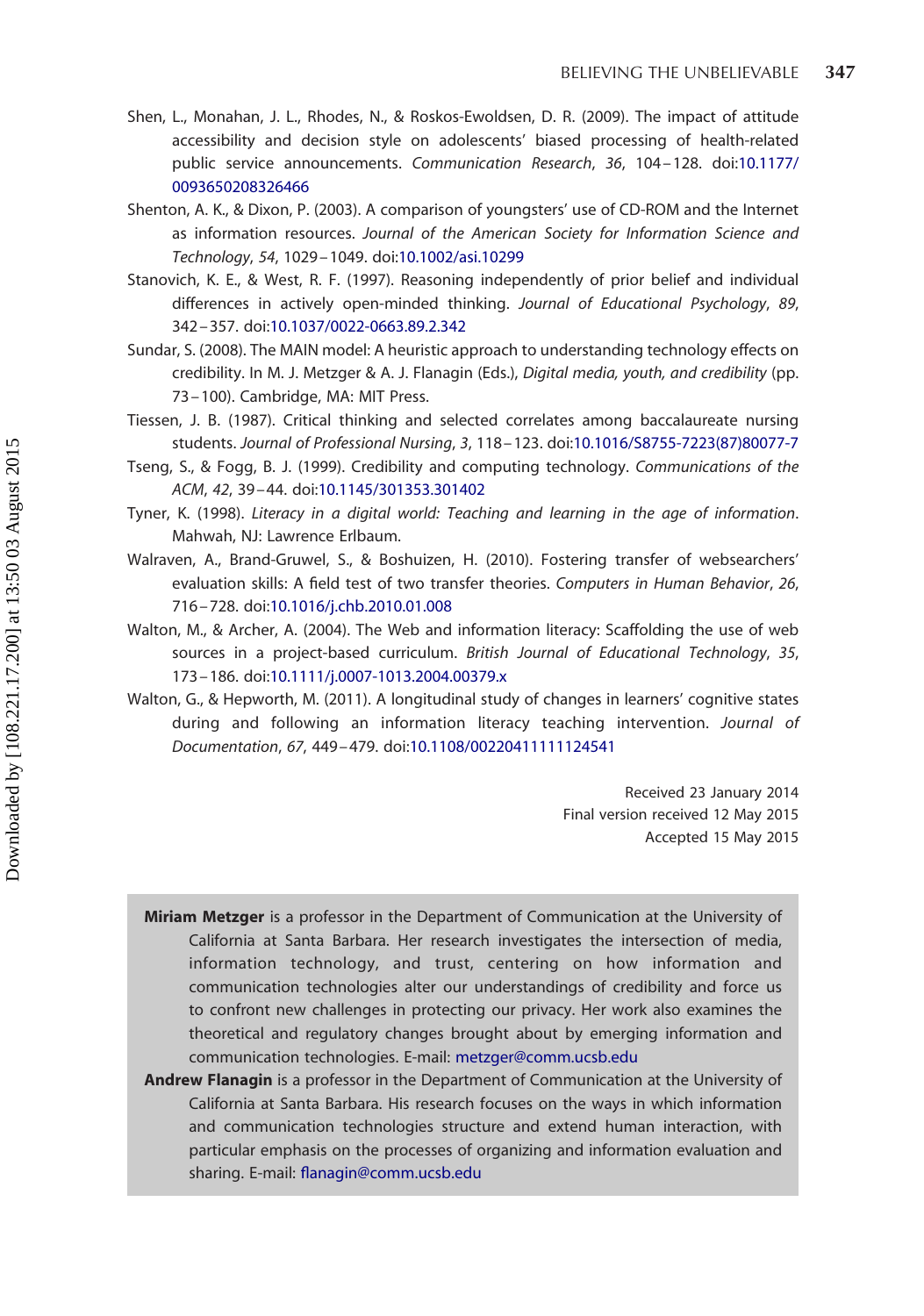Shen, L., Monahan, J. L., Rhodes, N., & Roskos-Ewoldsen, D. R. (2009). The impact of attitude accessibility and decision style on adolescents' biased processing of health-related public service announcements. *Communication Research*, *36*, 104–128. doi:10.1177/0093650208326466

Shenton, A. K., & Dixon, P. (2003). A comparison of youngsters' use of CD-ROM and the Internet as information resources. *Journal of the American Society for Information Science and Technology*, *54*, 1029–1049. doi:10.1002/asi.10299

Stanovich, K. E., & West, R. F. (1997). Reasoning independently of prior belief and individual differences in actively open-minded thinking. *Journal of Educational Psychology*, *89*, 342–357. doi:10.1037/0022-0663.89.2.342

Sundar, S. (2008). The MAIN model: A heuristic approach to understanding technology effects on credibility. In M. J. Metzger & A. J. Flanagin (Eds.), *Digital media, youth, and credibility* (pp. 73–100). Cambridge, MA: MIT Press.

Tiessen, J. B. (1987). Critical thinking and selected correlates among baccalaureate nursing students. *Journal of Professional Nursing*, *3*, 118–123. doi:10.1016/S8755-7223(87)80077-7

Tseng, S., & Fogg, B. J. (1999). Credibility and computing technology. *Communications of the ACM*, *42*, 39–44. doi:10.1145/301353.301402

Tyner, K. (1998). *Literacy in a digital world: Teaching and learning in the age of information*. Mahwah, NJ: Lawrence Erlbaum.

Walraven, A., Brand-Gruwel, S., & Boshuizen, H. (2010). Fostering transfer of websearchers' evaluation skills: A field test of two transfer theories. *Computers in Human Behavior*, *26*, 716–728. doi:10.1016/j.chb.2010.01.008

Walton, M., & Archer, A. (2004). The Web and information literacy: Scaffolding the use of web sources in a project-based curriculum. *British Journal of Educational Technology*, *35*, 173–186. doi:10.1111/j.0007-1013.2004.00379.x

Walton, G., & Hepworth, M. (2011). A longitudinal study of changes in learners' cognitive states during and following an information literacy teaching intervention. *Journal of Documentation*, *67*, 449–479. doi:10.1108/00220411111124541

Received 23 January 2014
Final version received 12 May 2015
Accepted 15 May 2015

**Miriam Metzger** is a professor in the Department of Communication at the University of California at Santa Barbara. Her research investigates the intersection of media, information technology, and trust, centering on how information and communication technologies alter our understandings of credibility and force us to confront new challenges in protecting our privacy. Her work also examines the theoretical and regulatory changes brought about by emerging information and communication technologies. E-mail: metzger@comm.ucsb.edu

**Andrew Flanagin** is a professor in the Department of Communication at the University of California at Santa Barbara. His research focuses on the ways in which information and communication technologies structure and extend human interaction, with particular emphasis on the processes of organizing and information evaluation and sharing. E-mail: flanagin@comm.ucsb.edu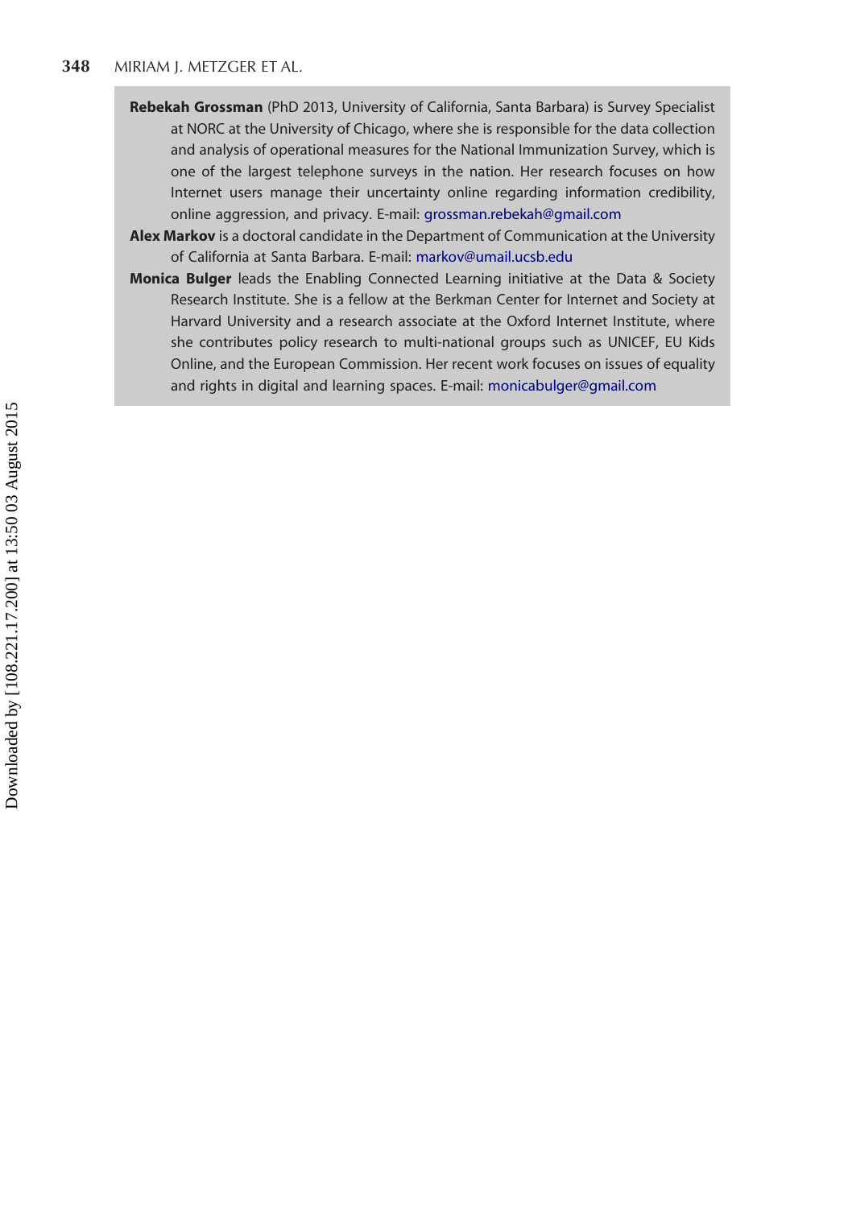**Rebekah Grossman** (PhD 2013, University of California, Santa Barbara) is Survey Specialist at NORC at the University of Chicago, where she is responsible for the data collection and analysis of operational measures for the National Immunization Survey, which is one of the largest telephone surveys in the nation. Her research focuses on how Internet users manage their uncertainty online regarding information credibility, online aggression, and privacy. E-mail: grossman.rebekah@gmail.com

**Alex Markov** is a doctoral candidate in the Department of Communication at the University of California at Santa Barbara. E-mail: markov@umail.ucsb.edu

**Monica Bulger** leads the Enabling Connected Learning initiative at the Data & Society Research Institute. She is a fellow at the Berkman Center for Internet and Society at Harvard University and a research associate at the Oxford Internet Institute, where she contributes policy research to multi-national groups such as UNICEF, EU Kids Online, and the European Commission. Her recent work focuses on issues of equality and rights in digital and learning spaces. E-mail: monicabulger@gmail.com